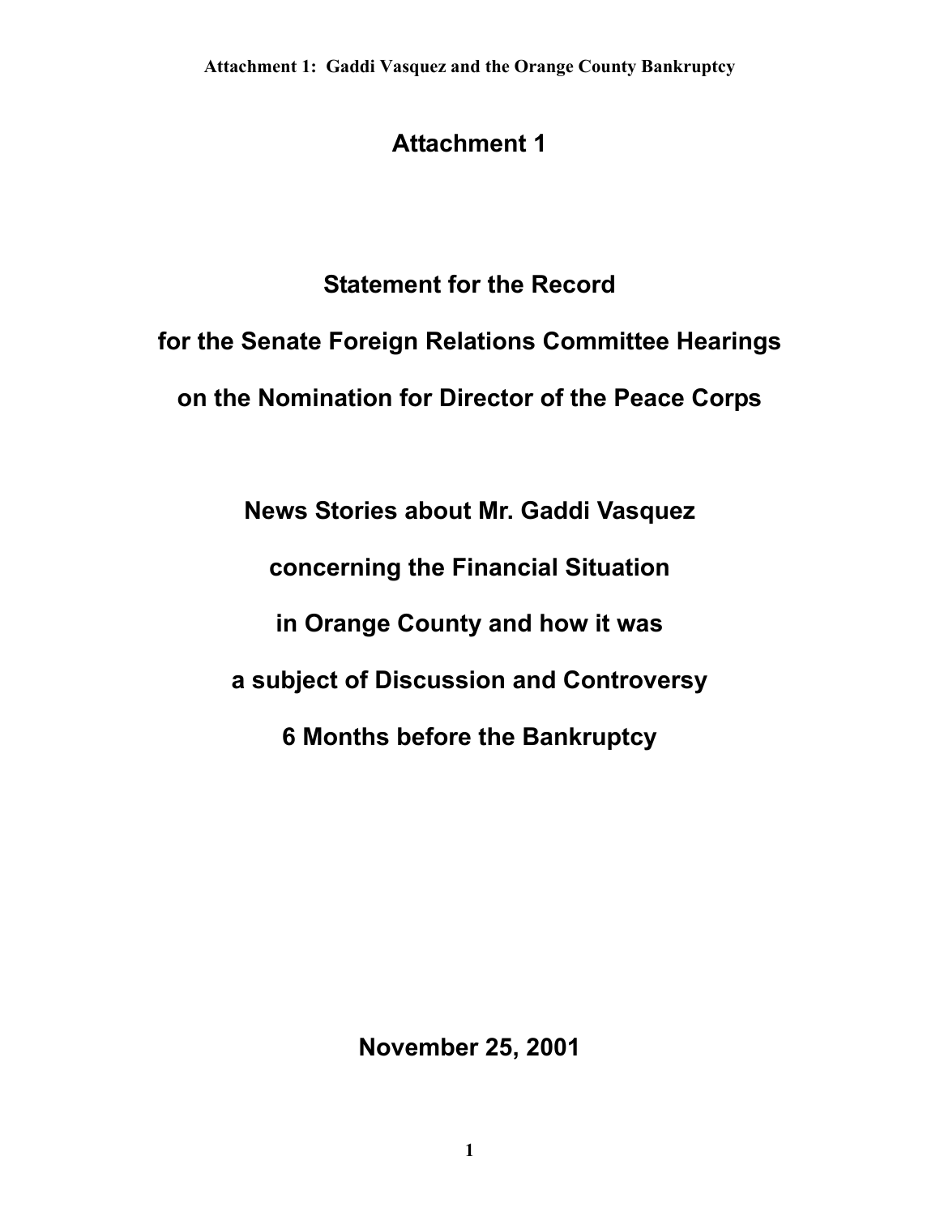# Attachment 1

## Statement for the Record

## for the Senate Foreign Relations Committee Hearings

## on the Nomination for Director of the Peace Corps

## News Stories about Mr. Gaddi Vasquez

## concerning the Financial Situation

## in Orange County and how it was

## a subject of Discussion and Controversy

## 6 Months before the Bankruptcy

**November 25, 2001**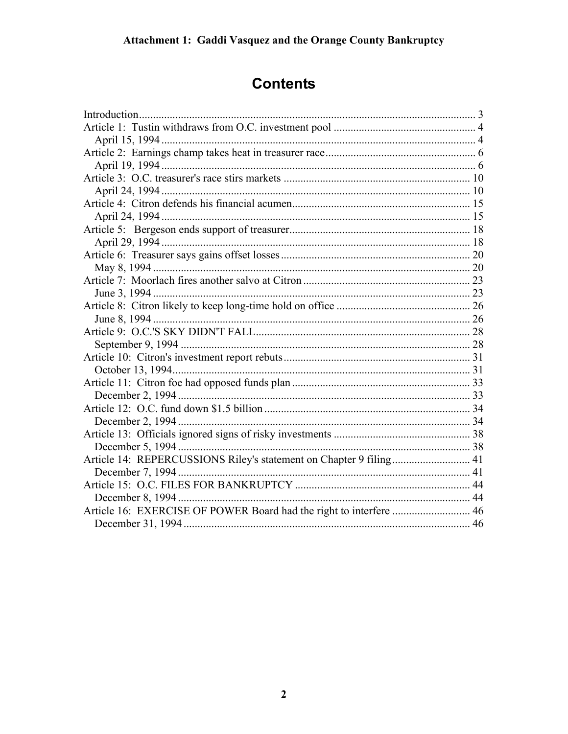**Attachment 1: Gaddi Vasquez and the Orange County Bankruptcy**

# Contents

Introduction ... 3
Article 1: Tustin withdraws from O.C. investment pool ... 4
  April 15, 1994 ... 4
Article 2: Earnings champ takes heat in treasurer race ... 6
  April 19, 1994 ... 6
Article 3: O.C. treasurer's race stirs markets ... 10
  April 24, 1994 ... 10
Article 4: Citron defends his financial acumen ... 15
  April 24, 1994 ... 15
Article 5: Bergeson ends support of treasurer ... 18
  April 29, 1994 ... 18
Article 6: Treasurer says gains offset losses ... 20
  May 8, 1994 ... 20
Article 7: Moorlach fires another salvo at Citron ... 23
  June 3, 1994 ... 23
Article 8: Citron likely to keep long-time hold on office ... 26
  June 8, 1994 ... 26
Article 9: O.C.'S SKY DIDN'T FALL ... 28
  September 9, 1994 ... 28
Article 10: Citron's investment report rebuts ... 31
  October 13, 1994 ... 31
Article 11: Citron foe had opposed funds plan ... 33
  December 2, 1994 ... 33
Article 12: O.C. fund down $1.5 billion ... 34
  December 2, 1994 ... 34
Article 13: Officials ignored signs of risky investments ... 38
  December 5, 1994 ... 38
Article 14: REPERCUSSIONS Riley's statement on Chapter 9 filing ... 41
  December 7, 1994 ... 41
Article 15: O.C. FILES FOR BANKRUPTCY ... 44
  December 8, 1994 ... 44
Article 16: EXERCISE OF POWER Board had the right to interfere ... 46
  December 31, 1994 ... 46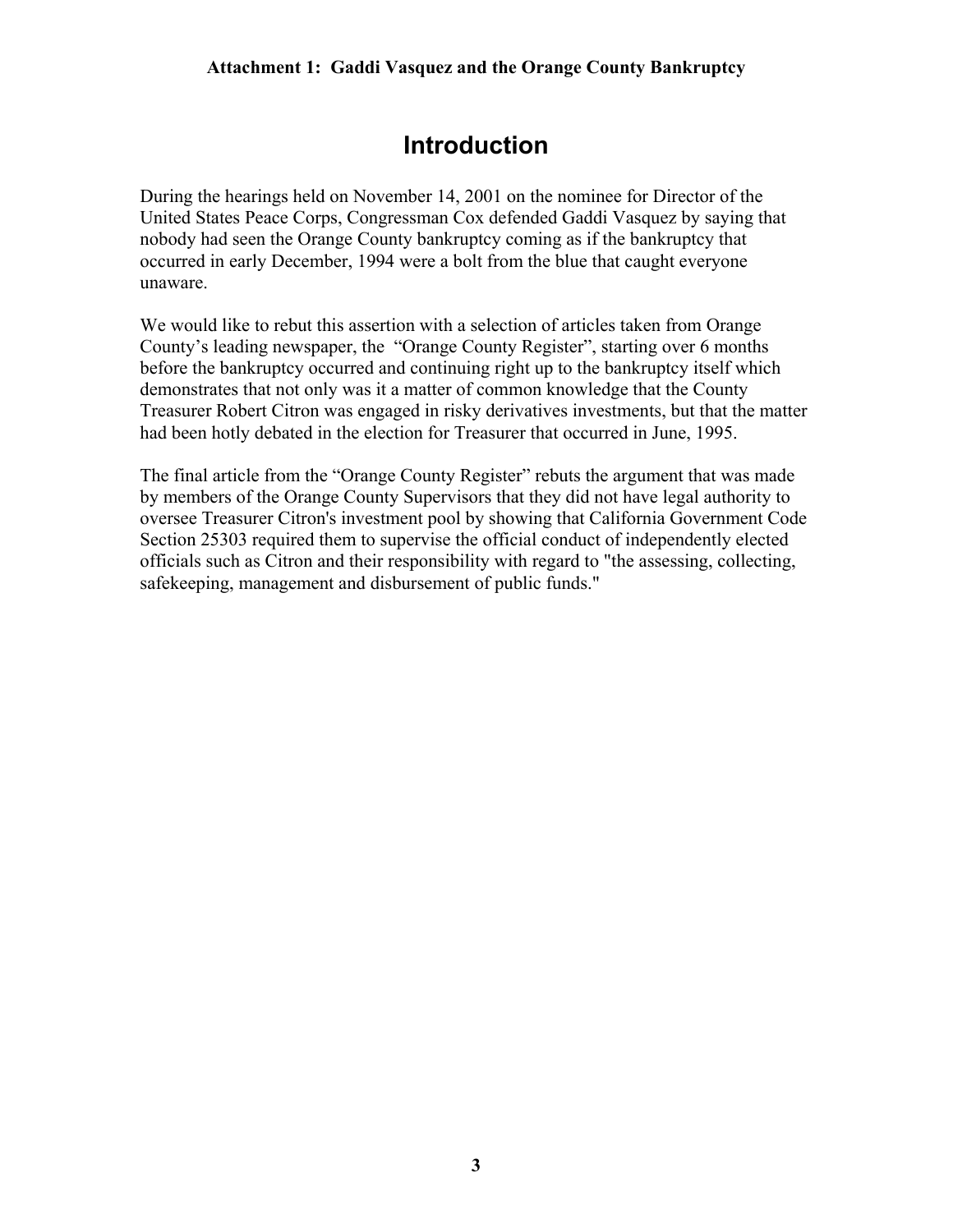**Attachment 1: Gaddi Vasquez and the Orange County Bankruptcy**

# Introduction

During the hearings held on November 14, 2001 on the nominee for Director of the United States Peace Corps, Congressman Cox defended Gaddi Vasquez by saying that nobody had seen the Orange County bankruptcy coming as if the bankruptcy that occurred in early December, 1994 were a bolt from the blue that caught everyone unaware.

We would like to rebut this assertion with a selection of articles taken from Orange County's leading newspaper, the "Orange County Register", starting over 6 months before the bankruptcy occurred and continuing right up to the bankruptcy itself which demonstrates that not only was it a matter of common knowledge that the County Treasurer Robert Citron was engaged in risky derivatives investments, but that the matter had been hotly debated in the election for Treasurer that occurred in June, 1995.

The final article from the "Orange County Register" rebuts the argument that was made by members of the Orange County Supervisors that they did not have legal authority to oversee Treasurer Citron's investment pool by showing that California Government Code Section 25303 required them to supervise the official conduct of independently elected officials such as Citron and their responsibility with regard to "the assessing, collecting, safekeeping, management and disbursement of public funds."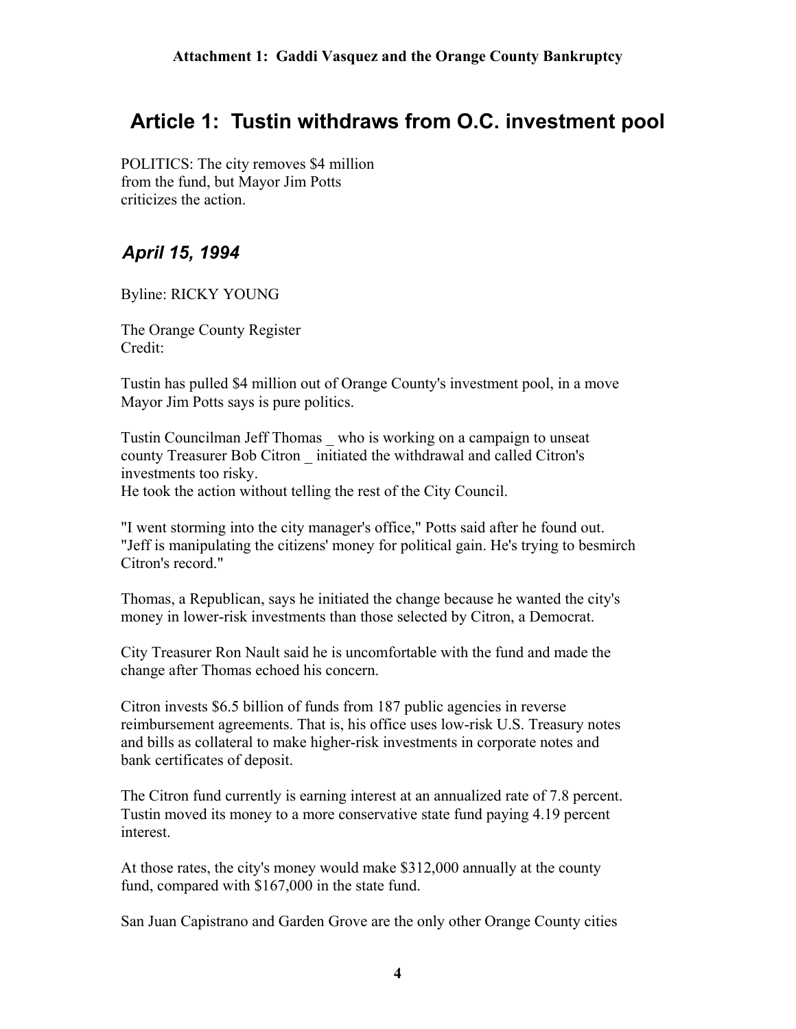# Article 1: Tustin withdraws from O.C. investment pool

POLITICS: The city removes $4 million from the fund, but Mayor Jim Potts criticizes the action.

## *April 15, 1994*

Byline: RICKY YOUNG

The Orange County Register
Credit:

Tustin has pulled $4 million out of Orange County's investment pool, in a move Mayor Jim Potts says is pure politics.

Tustin Councilman Jeff Thomas _ who is working on a campaign to unseat county Treasurer Bob Citron _ initiated the withdrawal and called Citron's investments too risky.
He took the action without telling the rest of the City Council.

"I went storming into the city manager's office," Potts said after he found out. "Jeff is manipulating the citizens' money for political gain. He's trying to besmirch Citron's record."

Thomas, a Republican, says he initiated the change because he wanted the city's money in lower-risk investments than those selected by Citron, a Democrat.

City Treasurer Ron Nault said he is uncomfortable with the fund and made the change after Thomas echoed his concern.

Citron invests $6.5 billion of funds from 187 public agencies in reverse reimbursement agreements. That is, his office uses low-risk U.S. Treasury notes and bills as collateral to make higher-risk investments in corporate notes and bank certificates of deposit.

The Citron fund currently is earning interest at an annualized rate of 7.8 percent. Tustin moved its money to a more conservative state fund paying 4.19 percent interest.

At those rates, the city's money would make $312,000 annually at the county fund, compared with $167,000 in the state fund.

San Juan Capistrano and Garden Grove are the only other Orange County cities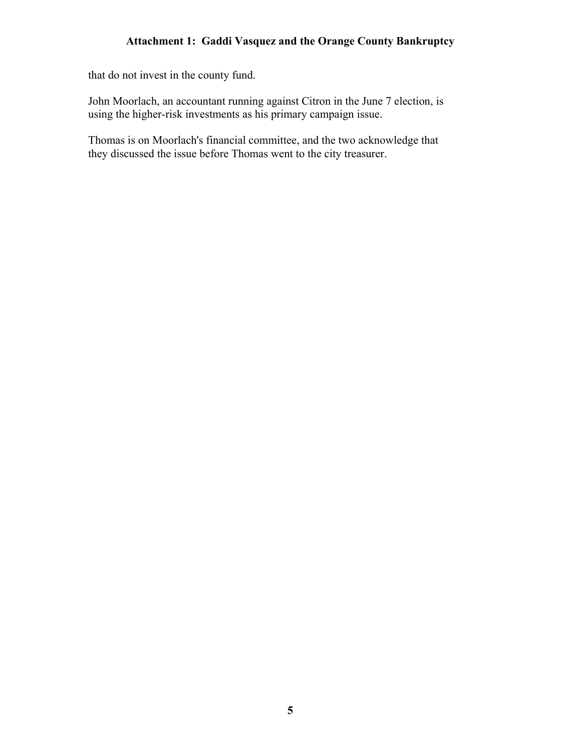that do not invest in the county fund.

John Moorlach, an accountant running against Citron in the June 7 election, is using the higher-risk investments as his primary campaign issue.

Thomas is on Moorlach's financial committee, and the two acknowledge that they discussed the issue before Thomas went to the city treasurer.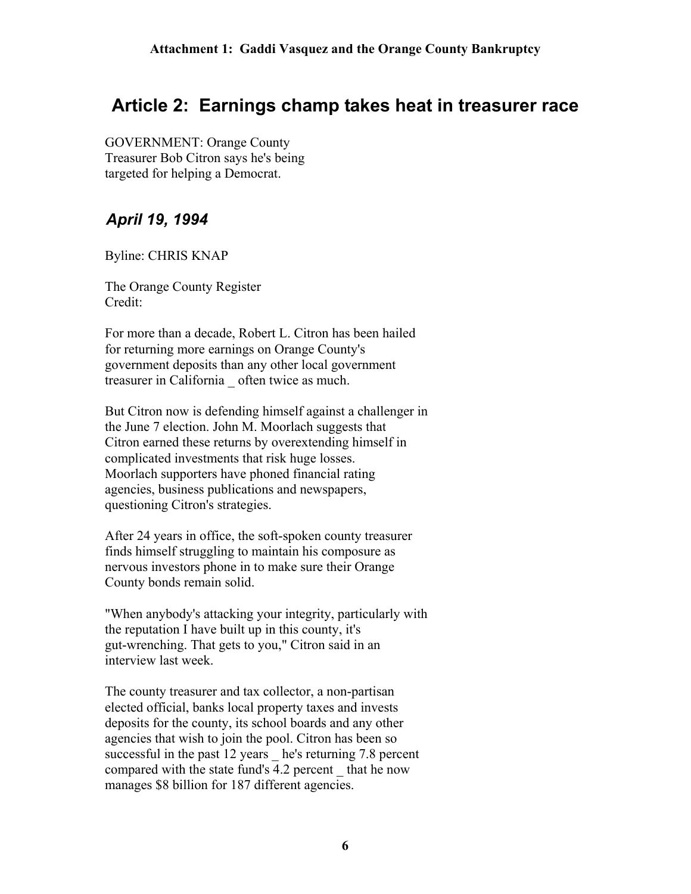# Article 2: Earnings champ takes heat in treasurer race

GOVERNMENT: Orange County Treasurer Bob Citron says he's being targeted for helping a Democrat.

### *April 19, 1994*

Byline: CHRIS KNAP

The Orange County Register
Credit:

For more than a decade, Robert L. Citron has been hailed for returning more earnings on Orange County's government deposits than any other local government treasurer in California _ often twice as much.

But Citron now is defending himself against a challenger in the June 7 election. John M. Moorlach suggests that Citron earned these returns by overextending himself in complicated investments that risk huge losses. Moorlach supporters have phoned financial rating agencies, business publications and newspapers, questioning Citron's strategies.

After 24 years in office, the soft-spoken county treasurer finds himself struggling to maintain his composure as nervous investors phone in to make sure their Orange County bonds remain solid.

"When anybody's attacking your integrity, particularly with the reputation I have built up in this county, it's gut-wrenching. That gets to you," Citron said in an interview last week.

The county treasurer and tax collector, a non-partisan elected official, banks local property taxes and invests deposits for the county, its school boards and any other agencies that wish to join the pool. Citron has been so successful in the past 12 years _ he's returning 7.8 percent compared with the state fund's 4.2 percent _ that he now manages $8 billion for 187 different agencies.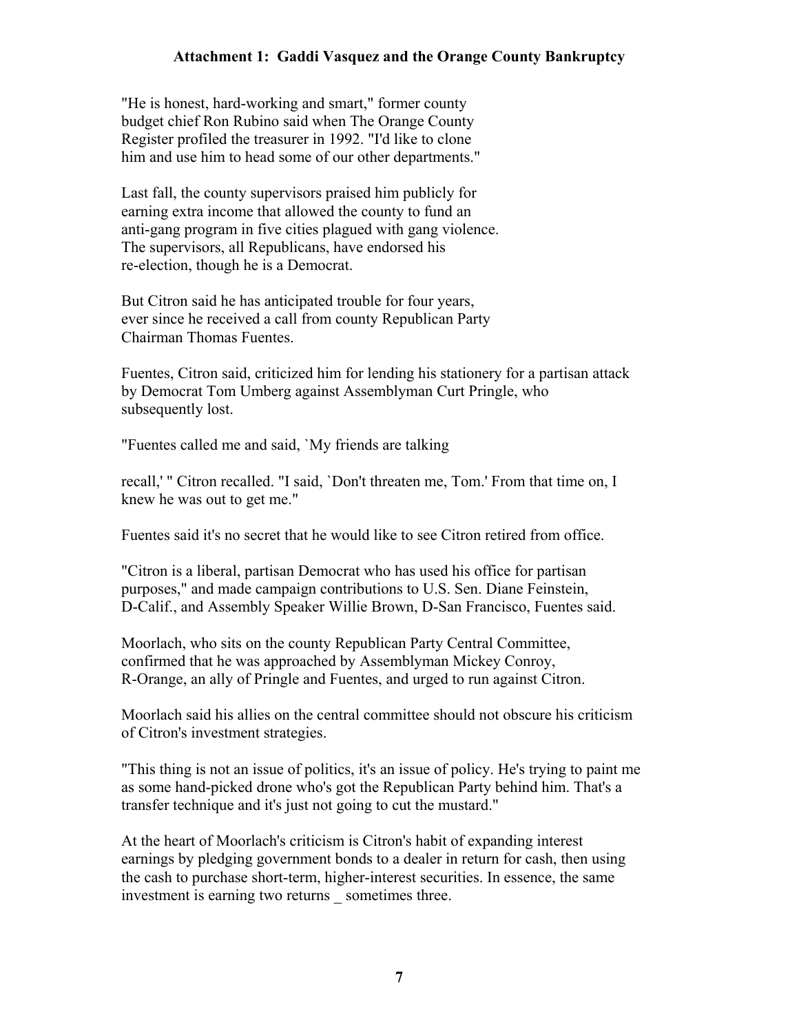**Attachment 1: Gaddi Vasquez and the Orange County Bankruptcy**

"He is honest, hard-working and smart," former county budget chief Ron Rubino said when The Orange County Register profiled the treasurer in 1992. "I'd like to clone him and use him to head some of our other departments."

Last fall, the county supervisors praised him publicly for earning extra income that allowed the county to fund an anti-gang program in five cities plagued with gang violence. The supervisors, all Republicans, have endorsed his re-election, though he is a Democrat.

But Citron said he has anticipated trouble for four years, ever since he received a call from county Republican Party Chairman Thomas Fuentes.

Fuentes, Citron said, criticized him for lending his stationery for a partisan attack by Democrat Tom Umberg against Assemblyman Curt Pringle, who subsequently lost.

"Fuentes called me and said, `My friends are talking

recall,' " Citron recalled. "I said, `Don't threaten me, Tom.' From that time on, I knew he was out to get me."

Fuentes said it's no secret that he would like to see Citron retired from office.

"Citron is a liberal, partisan Democrat who has used his office for partisan purposes," and made campaign contributions to U.S. Sen. Diane Feinstein, D-Calif., and Assembly Speaker Willie Brown, D-San Francisco, Fuentes said.

Moorlach, who sits on the county Republican Party Central Committee, confirmed that he was approached by Assemblyman Mickey Conroy, R-Orange, an ally of Pringle and Fuentes, and urged to run against Citron.

Moorlach said his allies on the central committee should not obscure his criticism of Citron's investment strategies.

"This thing is not an issue of politics, it's an issue of policy. He's trying to paint me as some hand-picked drone who's got the Republican Party behind him. That's a transfer technique and it's just not going to cut the mustard."

At the heart of Moorlach's criticism is Citron's habit of expanding interest earnings by pledging government bonds to a dealer in return for cash, then using the cash to purchase short-term, higher-interest securities. In essence, the same investment is earning two returns _ sometimes three.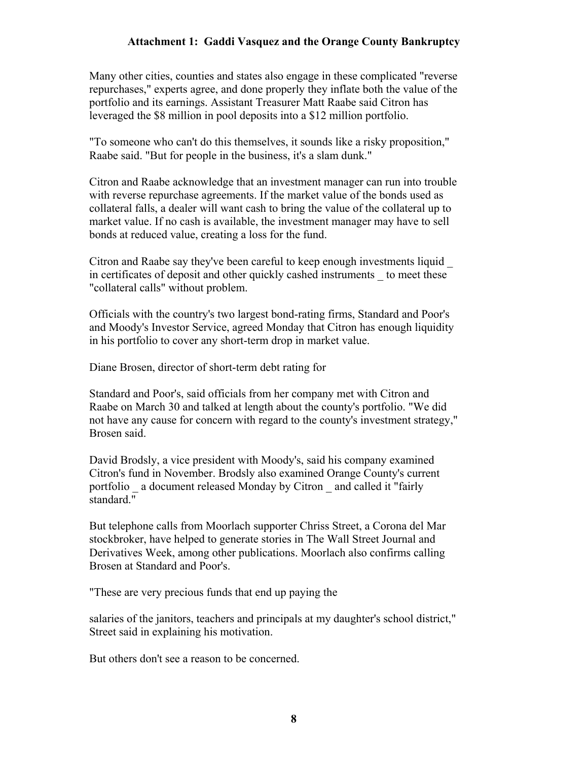Many other cities, counties and states also engage in these complicated "reverse repurchases," experts agree, and done properly they inflate both the value of the portfolio and its earnings. Assistant Treasurer Matt Raabe said Citron has leveraged the $8 million in pool deposits into a $12 million portfolio.

"To someone who can't do this themselves, it sounds like a risky proposition," Raabe said. "But for people in the business, it's a slam dunk."

Citron and Raabe acknowledge that an investment manager can run into trouble with reverse repurchase agreements. If the market value of the bonds used as collateral falls, a dealer will want cash to bring the value of the collateral up to market value. If no cash is available, the investment manager may have to sell bonds at reduced value, creating a loss for the fund.

Citron and Raabe say they've been careful to keep enough investments liquid _ in certificates of deposit and other quickly cashed instruments _ to meet these "collateral calls" without problem.

Officials with the country's two largest bond-rating firms, Standard and Poor's and Moody's Investor Service, agreed Monday that Citron has enough liquidity in his portfolio to cover any short-term drop in market value.

Diane Brosen, director of short-term debt rating for

Standard and Poor's, said officials from her company met with Citron and Raabe on March 30 and talked at length about the county's portfolio. "We did not have any cause for concern with regard to the county's investment strategy," Brosen said.

David Brodsly, a vice president with Moody's, said his company examined Citron's fund in November. Brodsly also examined Orange County's current portfolio _ a document released Monday by Citron _ and called it "fairly standard."

But telephone calls from Moorlach supporter Chriss Street, a Corona del Mar stockbroker, have helped to generate stories in The Wall Street Journal and Derivatives Week, among other publications. Moorlach also confirms calling Brosen at Standard and Poor's.

"These are very precious funds that end up paying the

salaries of the janitors, teachers and principals at my daughter's school district," Street said in explaining his motivation.

But others don't see a reason to be concerned.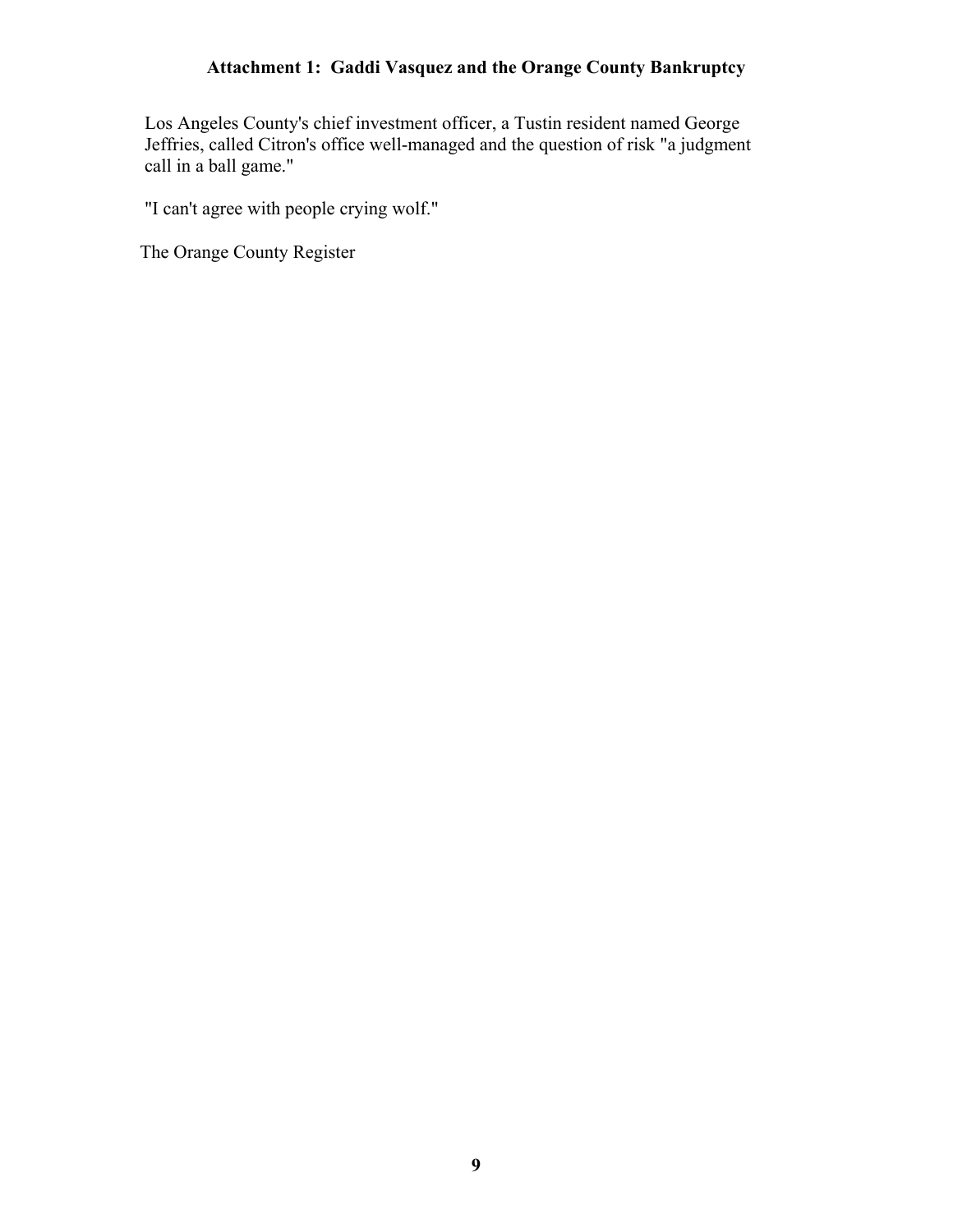### Attachment 1: Gaddi Vasquez and the Orange County Bankruptcy

Los Angeles County's chief investment officer, a Tustin resident named George Jeffries, called Citron's office well-managed and the question of risk "a judgment call in a ball game."

"I can't agree with people crying wolf."

The Orange County Register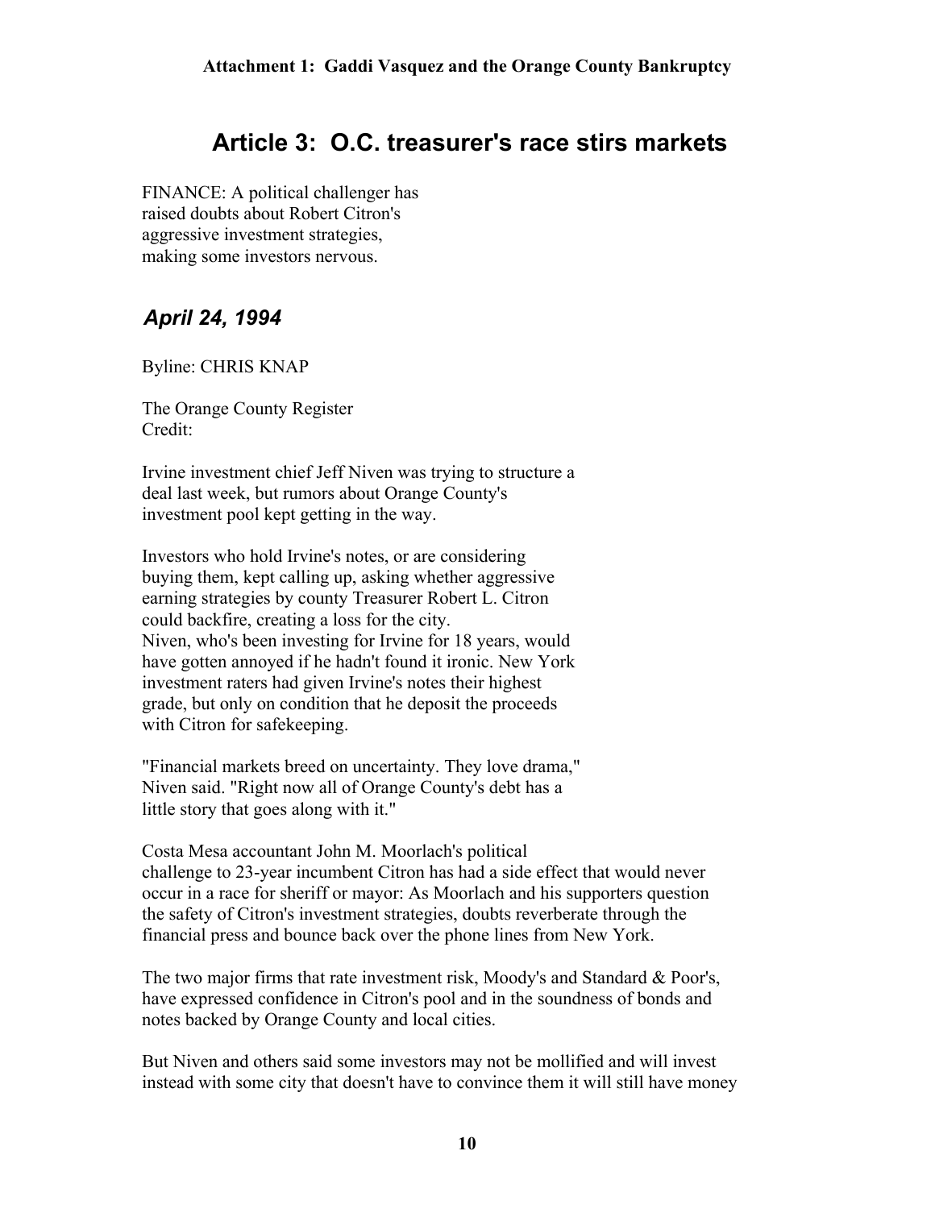# Article 3: O.C. treasurer's race stirs markets

FINANCE: A political challenger has raised doubts about Robert Citron's aggressive investment strategies, making some investors nervous.

## *April 24, 1994*

Byline: CHRIS KNAP

The Orange County Register
Credit:

Irvine investment chief Jeff Niven was trying to structure a deal last week, but rumors about Orange County's investment pool kept getting in the way.

Investors who hold Irvine's notes, or are considering buying them, kept calling up, asking whether aggressive earning strategies by county Treasurer Robert L. Citron could backfire, creating a loss for the city.
Niven, who's been investing for Irvine for 18 years, would have gotten annoyed if he hadn't found it ironic. New York investment raters had given Irvine's notes their highest grade, but only on condition that he deposit the proceeds with Citron for safekeeping.

"Financial markets breed on uncertainty. They love drama," Niven said. "Right now all of Orange County's debt has a little story that goes along with it."

Costa Mesa accountant John M. Moorlach's political challenge to 23-year incumbent Citron has had a side effect that would never occur in a race for sheriff or mayor: As Moorlach and his supporters question the safety of Citron's investment strategies, doubts reverberate through the financial press and bounce back over the phone lines from New York.

The two major firms that rate investment risk, Moody's and Standard & Poor's, have expressed confidence in Citron's pool and in the soundness of bonds and notes backed by Orange County and local cities.

But Niven and others said some investors may not be mollified and will invest instead with some city that doesn't have to convince them it will still have money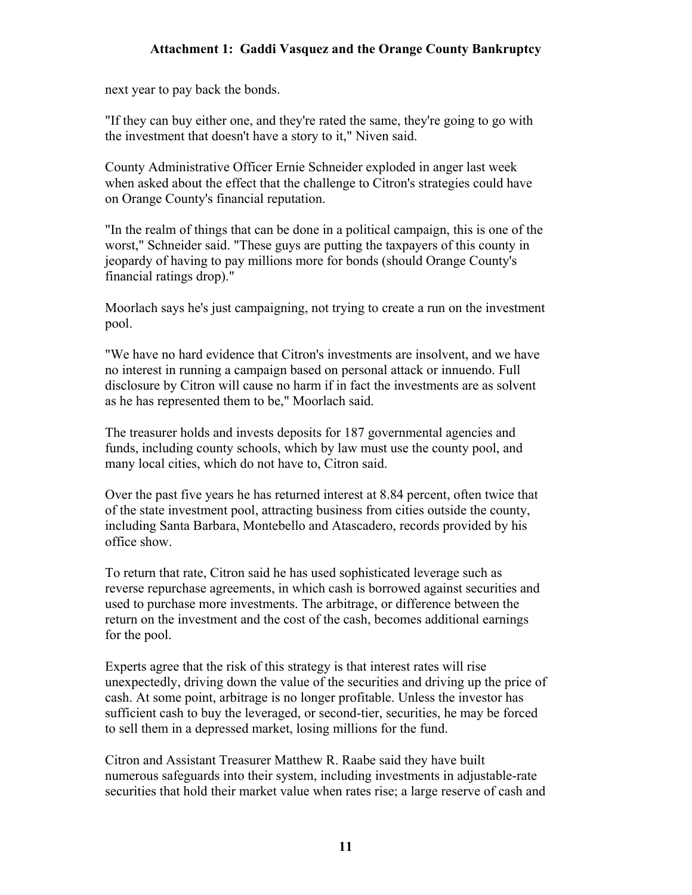next year to pay back the bonds.

"If they can buy either one, and they're rated the same, they're going to go with the investment that doesn't have a story to it," Niven said.

County Administrative Officer Ernie Schneider exploded in anger last week when asked about the effect that the challenge to Citron's strategies could have on Orange County's financial reputation.

"In the realm of things that can be done in a political campaign, this is one of the worst," Schneider said. "These guys are putting the taxpayers of this county in jeopardy of having to pay millions more for bonds (should Orange County's financial ratings drop)."

Moorlach says he's just campaigning, not trying to create a run on the investment pool.

"We have no hard evidence that Citron's investments are insolvent, and we have no interest in running a campaign based on personal attack or innuendo. Full disclosure by Citron will cause no harm if in fact the investments are as solvent as he has represented them to be," Moorlach said.

The treasurer holds and invests deposits for 187 governmental agencies and funds, including county schools, which by law must use the county pool, and many local cities, which do not have to, Citron said.

Over the past five years he has returned interest at 8.84 percent, often twice that of the state investment pool, attracting business from cities outside the county, including Santa Barbara, Montebello and Atascadero, records provided by his office show.

To return that rate, Citron said he has used sophisticated leverage such as reverse repurchase agreements, in which cash is borrowed against securities and used to purchase more investments. The arbitrage, or difference between the return on the investment and the cost of the cash, becomes additional earnings for the pool.

Experts agree that the risk of this strategy is that interest rates will rise unexpectedly, driving down the value of the securities and driving up the price of cash. At some point, arbitrage is no longer profitable. Unless the investor has sufficient cash to buy the leveraged, or second-tier, securities, he may be forced to sell them in a depressed market, losing millions for the fund.

Citron and Assistant Treasurer Matthew R. Raabe said they have built numerous safeguards into their system, including investments in adjustable-rate securities that hold their market value when rates rise; a large reserve of cash and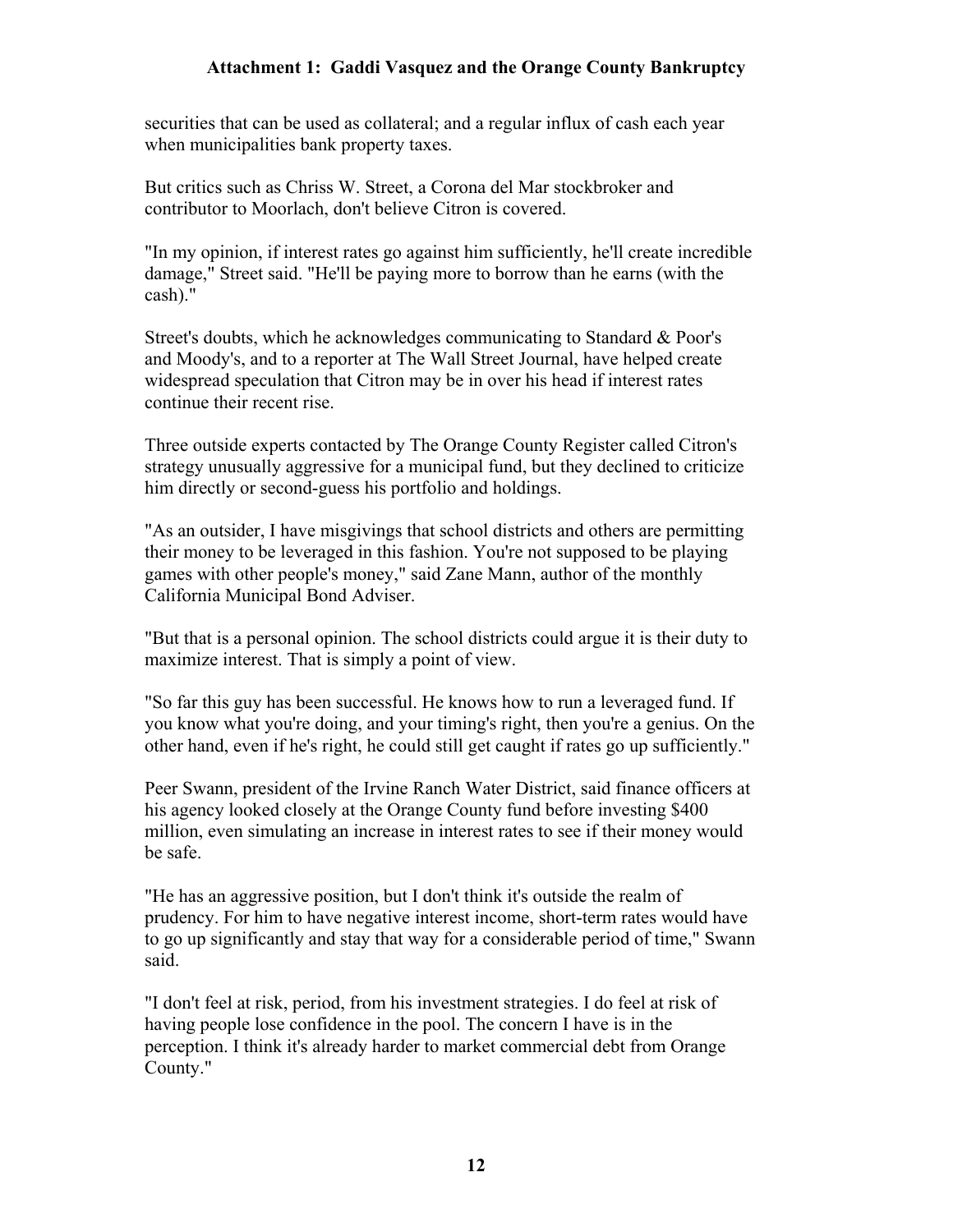securities that can be used as collateral; and a regular influx of cash each year when municipalities bank property taxes.

But critics such as Chriss W. Street, a Corona del Mar stockbroker and contributor to Moorlach, don't believe Citron is covered.

"In my opinion, if interest rates go against him sufficiently, he'll create incredible damage," Street said. "He'll be paying more to borrow than he earns (with the cash)."

Street's doubts, which he acknowledges communicating to Standard & Poor's and Moody's, and to a reporter at The Wall Street Journal, have helped create widespread speculation that Citron may be in over his head if interest rates continue their recent rise.

Three outside experts contacted by The Orange County Register called Citron's strategy unusually aggressive for a municipal fund, but they declined to criticize him directly or second-guess his portfolio and holdings.

"As an outsider, I have misgivings that school districts and others are permitting their money to be leveraged in this fashion. You're not supposed to be playing games with other people's money," said Zane Mann, author of the monthly California Municipal Bond Adviser.

"But that is a personal opinion. The school districts could argue it is their duty to maximize interest. That is simply a point of view.

"So far this guy has been successful. He knows how to run a leveraged fund. If you know what you're doing, and your timing's right, then you're a genius. On the other hand, even if he's right, he could still get caught if rates go up sufficiently."

Peer Swann, president of the Irvine Ranch Water District, said finance officers at his agency looked closely at the Orange County fund before investing $400 million, even simulating an increase in interest rates to see if their money would be safe.

"He has an aggressive position, but I don't think it's outside the realm of prudency. For him to have negative interest income, short-term rates would have to go up significantly and stay that way for a considerable period of time," Swann said.

"I don't feel at risk, period, from his investment strategies. I do feel at risk of having people lose confidence in the pool. The concern I have is in the perception. I think it's already harder to market commercial debt from Orange County."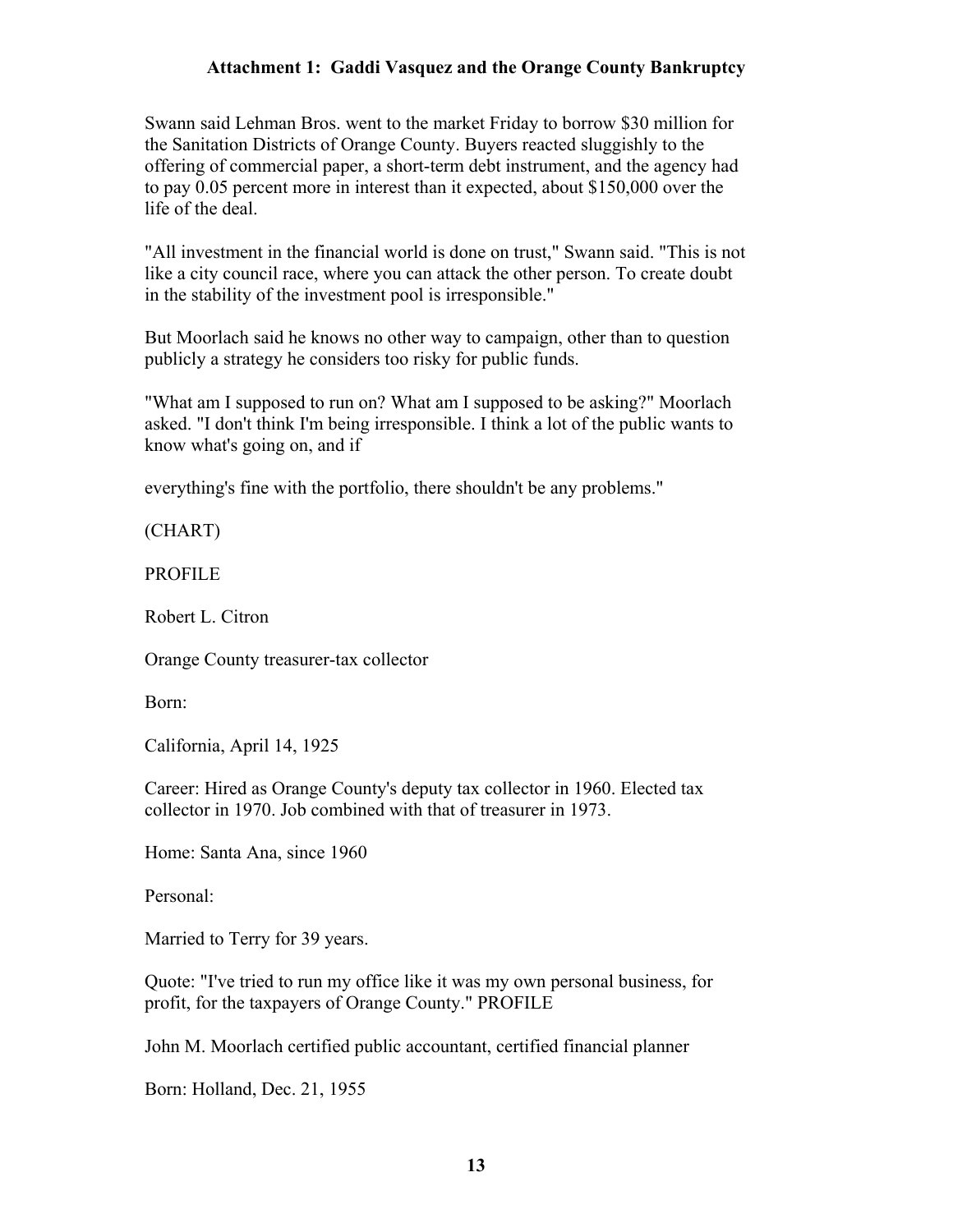Swann said Lehman Bros. went to the market Friday to borrow $30 million for the Sanitation Districts of Orange County. Buyers reacted sluggishly to the offering of commercial paper, a short-term debt instrument, and the agency had to pay 0.05 percent more in interest than it expected, about $150,000 over the life of the deal.

"All investment in the financial world is done on trust," Swann said. "This is not like a city council race, where you can attack the other person. To create doubt in the stability of the investment pool is irresponsible."

But Moorlach said he knows no other way to campaign, other than to question publicly a strategy he considers too risky for public funds.

"What am I supposed to run on? What am I supposed to be asking?" Moorlach asked. "I don't think I'm being irresponsible. I think a lot of the public wants to know what's going on, and if

everything's fine with the portfolio, there shouldn't be any problems."

(CHART)

PROFILE

Robert L. Citron

Orange County treasurer-tax collector

Born:

California, April 14, 1925

Career: Hired as Orange County's deputy tax collector in 1960. Elected tax collector in 1970. Job combined with that of treasurer in 1973.

Home: Santa Ana, since 1960

Personal:

Married to Terry for 39 years.

Quote: "I've tried to run my office like it was my own personal business, for profit, for the taxpayers of Orange County." PROFILE

John M. Moorlach certified public accountant, certified financial planner

Born: Holland, Dec. 21, 1955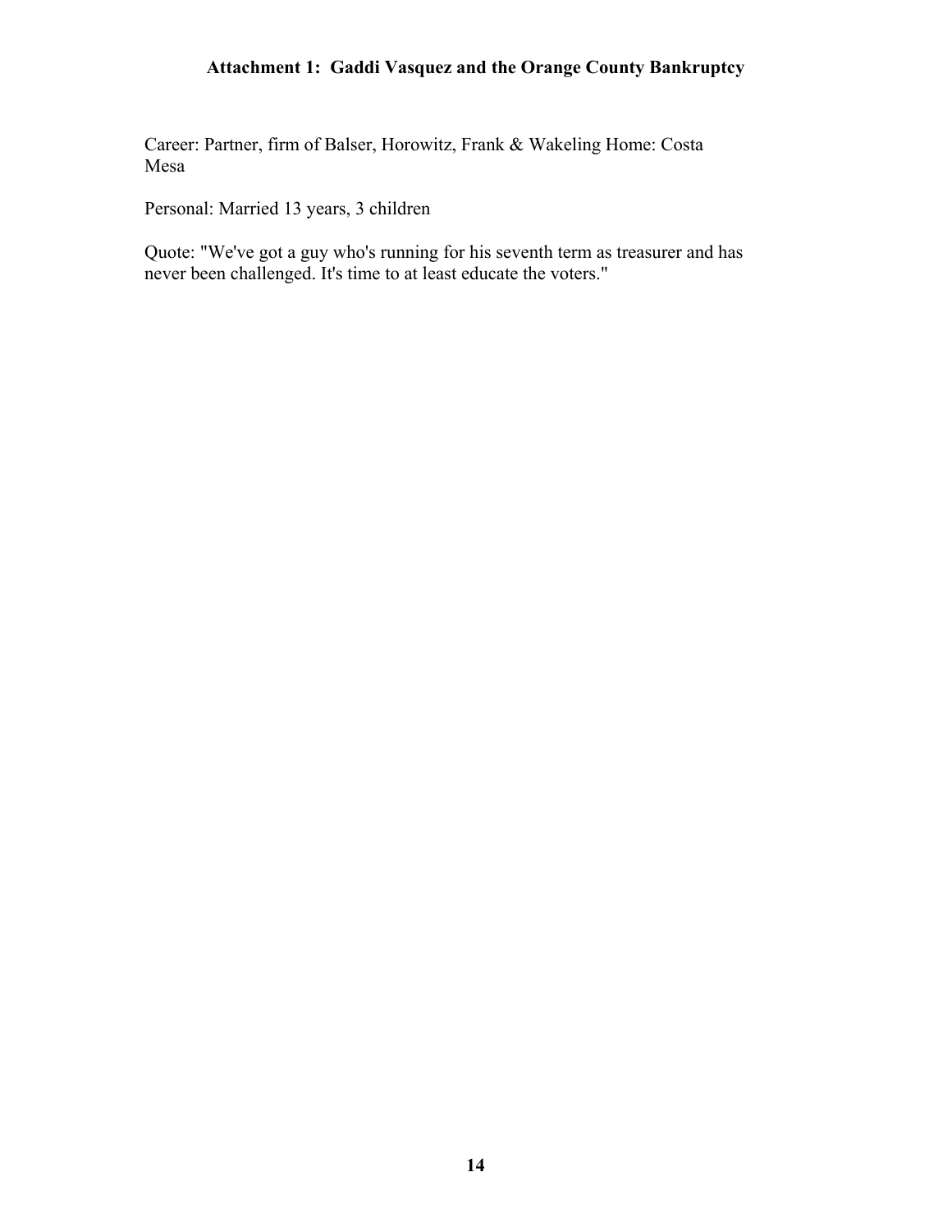**Attachment 1: Gaddi Vasquez and the Orange County Bankruptcy**

Career: Partner, firm of Balser, Horowitz, Frank & Wakeling Home: Costa Mesa

Personal: Married 13 years, 3 children

Quote: "We've got a guy who's running for his seventh term as treasurer and has never been challenged. It's time to at least educate the voters."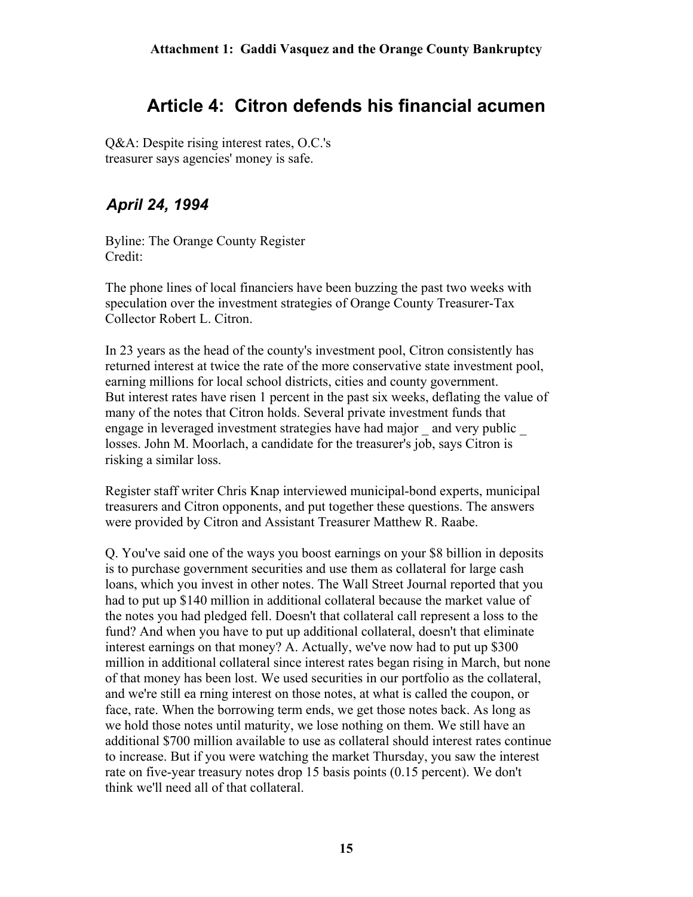## Article 4: Citron defends his financial acumen

Q&A: Despite rising interest rates, O.C.'s treasurer says agencies' money is safe.

### *April 24, 1994*

Byline: The Orange County Register
Credit:

The phone lines of local financiers have been buzzing the past two weeks with speculation over the investment strategies of Orange County Treasurer-Tax Collector Robert L. Citron.

In 23 years as the head of the county's investment pool, Citron consistently has returned interest at twice the rate of the more conservative state investment pool, earning millions for local school districts, cities and county government. But interest rates have risen 1 percent in the past six weeks, deflating the value of many of the notes that Citron holds. Several private investment funds that engage in leveraged investment strategies have had major _ and very public _ losses. John M. Moorlach, a candidate for the treasurer's job, says Citron is risking a similar loss.

Register staff writer Chris Knap interviewed municipal-bond experts, municipal treasurers and Citron opponents, and put together these questions. The answers were provided by Citron and Assistant Treasurer Matthew R. Raabe.

Q. You've said one of the ways you boost earnings on your $8 billion in deposits is to purchase government securities and use them as collateral for large cash loans, which you invest in other notes. The Wall Street Journal reported that you had to put up $140 million in additional collateral because the market value of the notes you had pledged fell. Doesn't that collateral call represent a loss to the fund? And when you have to put up additional collateral, doesn't that eliminate interest earnings on that money? A. Actually, we've now had to put up $300 million in additional collateral since interest rates began rising in March, but none of that money has been lost. We used securities in our portfolio as the collateral, and we're still ea rning interest on those notes, at what is called the coupon, or face, rate. When the borrowing term ends, we get those notes back. As long as we hold those notes until maturity, we lose nothing on them. We still have an additional $700 million available to use as collateral should interest rates continue to increase. But if you were watching the market Thursday, you saw the interest rate on five-year treasury notes drop 15 basis points (0.15 percent). We don't think we'll need all of that collateral.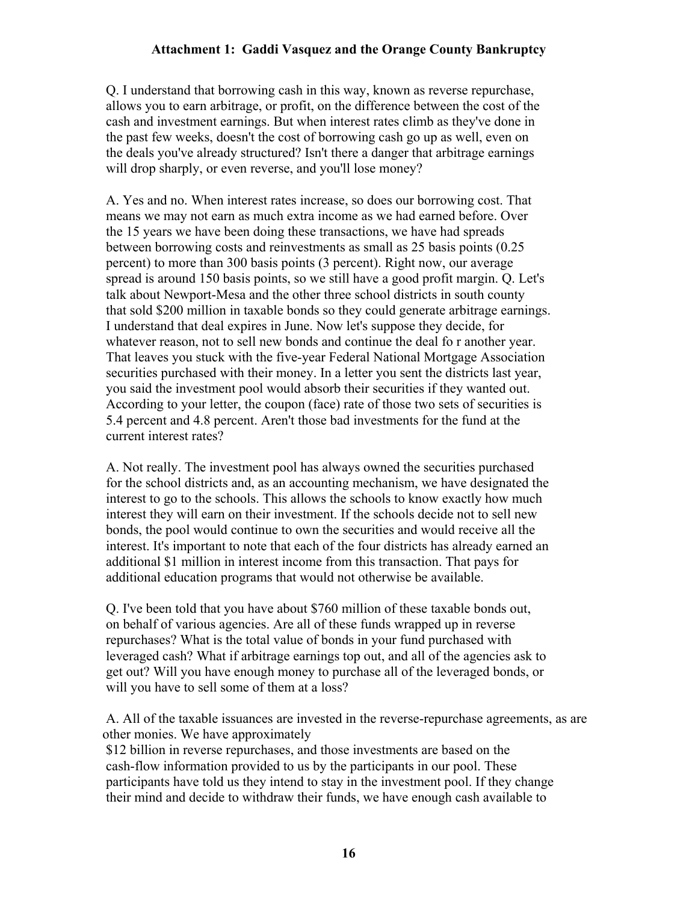Q. I understand that borrowing cash in this way, known as reverse repurchase, allows you to earn arbitrage, or profit, on the difference between the cost of the cash and investment earnings. But when interest rates climb as they've done in the past few weeks, doesn't the cost of borrowing cash go up as well, even on the deals you've already structured? Isn't there a danger that arbitrage earnings will drop sharply, or even reverse, and you'll lose money?

A. Yes and no. When interest rates increase, so does our borrowing cost. That means we may not earn as much extra income as we had earned before. Over the 15 years we have been doing these transactions, we have had spreads between borrowing costs and reinvestments as small as 25 basis points (0.25 percent) to more than 300 basis points (3 percent). Right now, our average spread is around 150 basis points, so we still have a good profit margin. Q. Let's talk about Newport-Mesa and the other three school districts in south county that sold $200 million in taxable bonds so they could generate arbitrage earnings. I understand that deal expires in June. Now let's suppose they decide, for whatever reason, not to sell new bonds and continue the deal fo r another year. That leaves you stuck with the five-year Federal National Mortgage Association securities purchased with their money. In a letter you sent the districts last year, you said the investment pool would absorb their securities if they wanted out. According to your letter, the coupon (face) rate of those two sets of securities is 5.4 percent and 4.8 percent. Aren't those bad investments for the fund at the current interest rates?

A. Not really. The investment pool has always owned the securities purchased for the school districts and, as an accounting mechanism, we have designated the interest to go to the schools. This allows the schools to know exactly how much interest they will earn on their investment. If the schools decide not to sell new bonds, the pool would continue to own the securities and would receive all the interest. It's important to note that each of the four districts has already earned an additional $1 million in interest income from this transaction. That pays for additional education programs that would not otherwise be available.

Q. I've been told that you have about $760 million of these taxable bonds out, on behalf of various agencies. Are all of these funds wrapped up in reverse repurchases? What is the total value of bonds in your fund purchased with leveraged cash? What if arbitrage earnings top out, and all of the agencies ask to get out? Will you have enough money to purchase all of the leveraged bonds, or will you have to sell some of them at a loss?

A. All of the taxable issuances are invested in the reverse-repurchase agreements, as are other monies. We have approximately $12 billion in reverse repurchases, and those investments are based on the cash-flow information provided to us by the participants in our pool. These participants have told us they intend to stay in the investment pool. If they change their mind and decide to withdraw their funds, we have enough cash available to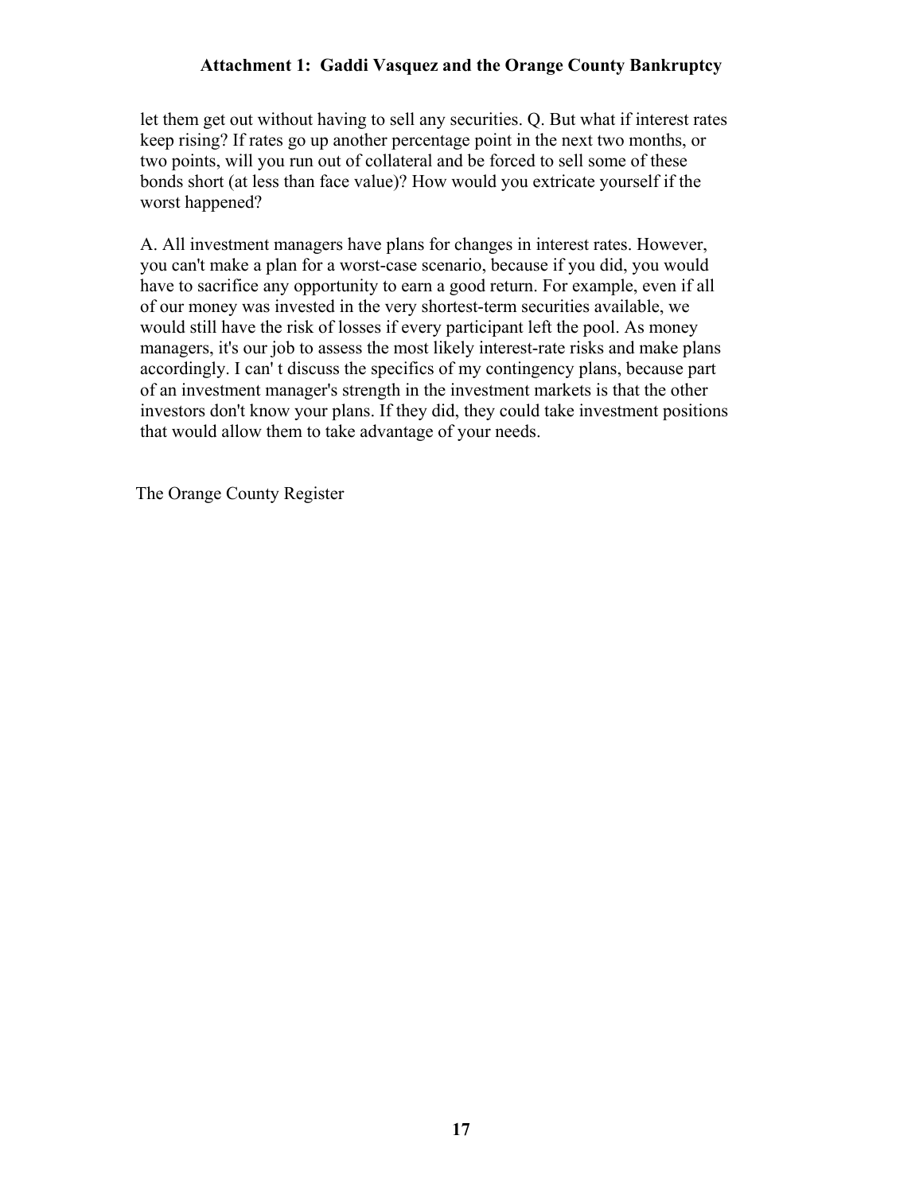let them get out without having to sell any securities. Q. But what if interest rates keep rising? If rates go up another percentage point in the next two months, or two points, will you run out of collateral and be forced to sell some of these bonds short (at less than face value)? How would you extricate yourself if the worst happened?

A. All investment managers have plans for changes in interest rates. However, you can't make a plan for a worst-case scenario, because if you did, you would have to sacrifice any opportunity to earn a good return. For example, even if all of our money was invested in the very shortest-term securities available, we would still have the risk of losses if every participant left the pool. As money managers, it's our job to assess the most likely interest-rate risks and make plans accordingly. I can' t discuss the specifics of my contingency plans, because part of an investment manager's strength in the investment markets is that the other investors don't know your plans. If they did, they could take investment positions that would allow them to take advantage of your needs.

The Orange County Register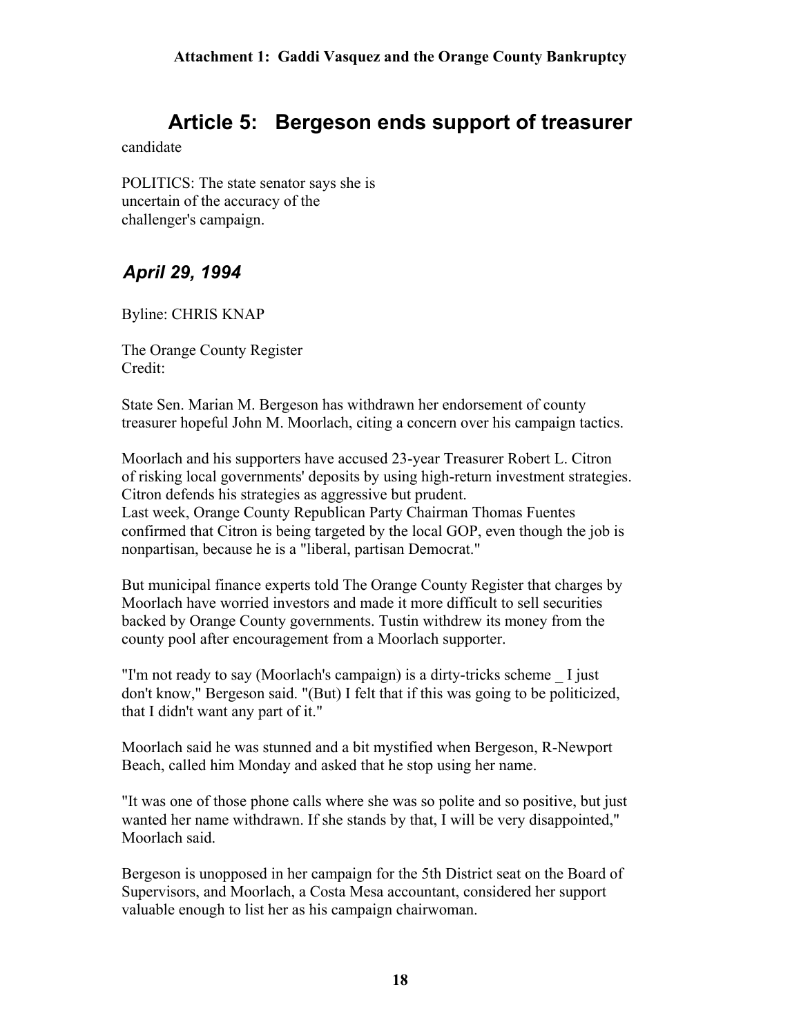# Article 5: Bergeson ends support of treasurer

candidate

POLITICS: The state senator says she is uncertain of the accuracy of the challenger's campaign.

## *April 29, 1994*

Byline: CHRIS KNAP

The Orange County Register
Credit:

State Sen. Marian M. Bergeson has withdrawn her endorsement of county treasurer hopeful John M. Moorlach, citing a concern over his campaign tactics.

Moorlach and his supporters have accused 23-year Treasurer Robert L. Citron of risking local governments' deposits by using high-return investment strategies. Citron defends his strategies as aggressive but prudent.
Last week, Orange County Republican Party Chairman Thomas Fuentes confirmed that Citron is being targeted by the local GOP, even though the job is nonpartisan, because he is a "liberal, partisan Democrat."

But municipal finance experts told The Orange County Register that charges by Moorlach have worried investors and made it more difficult to sell securities backed by Orange County governments. Tustin withdrew its money from the county pool after encouragement from a Moorlach supporter.

"I'm not ready to say (Moorlach's campaign) is a dirty-tricks scheme _ I just don't know," Bergeson said. "(But) I felt that if this was going to be politicized, that I didn't want any part of it."

Moorlach said he was stunned and a bit mystified when Bergeson, R-Newport Beach, called him Monday and asked that he stop using her name.

"It was one of those phone calls where she was so polite and so positive, but just wanted her name withdrawn. If she stands by that, I will be very disappointed," Moorlach said.

Bergeson is unopposed in her campaign for the 5th District seat on the Board of Supervisors, and Moorlach, a Costa Mesa accountant, considered her support valuable enough to list her as his campaign chairwoman.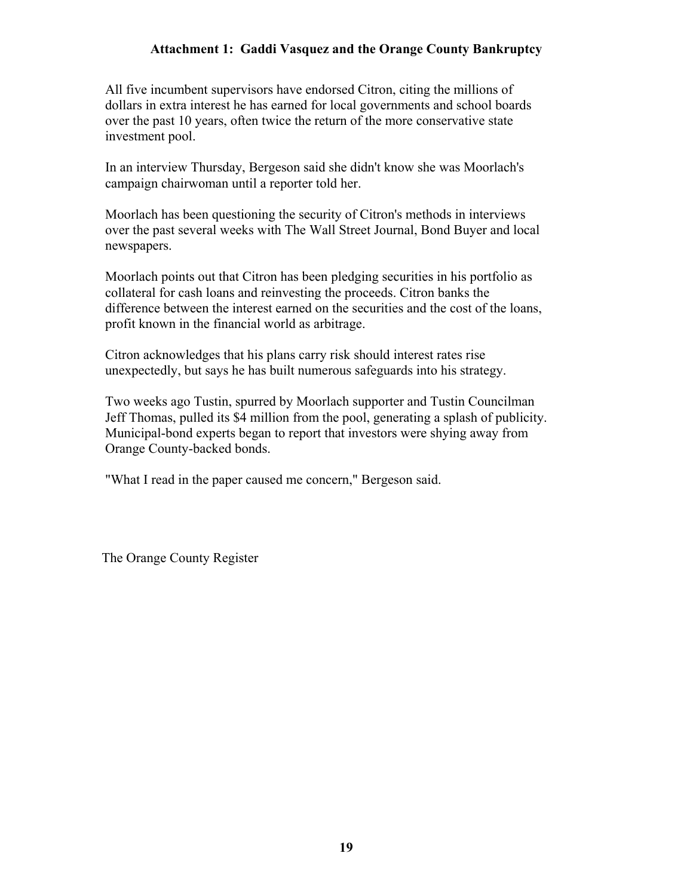All five incumbent supervisors have endorsed Citron, citing the millions of dollars in extra interest he has earned for local governments and school boards over the past 10 years, often twice the return of the more conservative state investment pool.

In an interview Thursday, Bergeson said she didn't know she was Moorlach's campaign chairwoman until a reporter told her.

Moorlach has been questioning the security of Citron's methods in interviews over the past several weeks with The Wall Street Journal, Bond Buyer and local newspapers.

Moorlach points out that Citron has been pledging securities in his portfolio as collateral for cash loans and reinvesting the proceeds. Citron banks the difference between the interest earned on the securities and the cost of the loans, profit known in the financial world as arbitrage.

Citron acknowledges that his plans carry risk should interest rates rise unexpectedly, but says he has built numerous safeguards into his strategy.

Two weeks ago Tustin, spurred by Moorlach supporter and Tustin Councilman Jeff Thomas, pulled its $4 million from the pool, generating a splash of publicity. Municipal-bond experts began to report that investors were shying away from Orange County-backed bonds.

"What I read in the paper caused me concern," Bergeson said.

The Orange County Register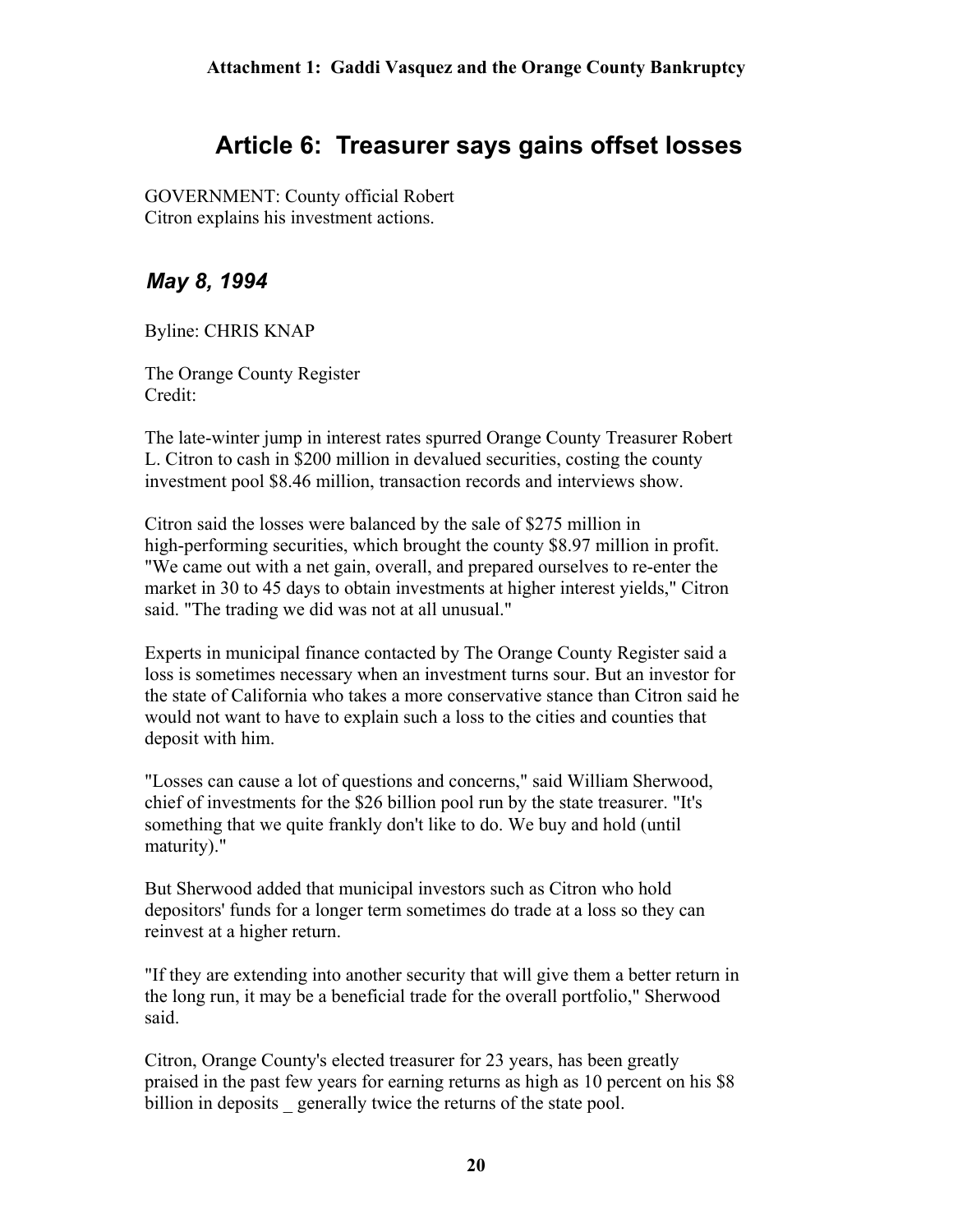# Article 6: Treasurer says gains offset losses

GOVERNMENT: County official Robert Citron explains his investment actions.

## *May 8, 1994*

Byline: CHRIS KNAP

The Orange County Register
Credit:

The late-winter jump in interest rates spurred Orange County Treasurer Robert L. Citron to cash in $200 million in devalued securities, costing the county investment pool $8.46 million, transaction records and interviews show.

Citron said the losses were balanced by the sale of $275 million in high-performing securities, which brought the county $8.97 million in profit. "We came out with a net gain, overall, and prepared ourselves to re-enter the market in 30 to 45 days to obtain investments at higher interest yields," Citron said. "The trading we did was not at all unusual."

Experts in municipal finance contacted by The Orange County Register said a loss is sometimes necessary when an investment turns sour. But an investor for the state of California who takes a more conservative stance than Citron said he would not want to have to explain such a loss to the cities and counties that deposit with him.

"Losses can cause a lot of questions and concerns," said William Sherwood, chief of investments for the $26 billion pool run by the state treasurer. "It's something that we quite frankly don't like to do. We buy and hold (until maturity)."

But Sherwood added that municipal investors such as Citron who hold depositors' funds for a longer term sometimes do trade at a loss so they can reinvest at a higher return.

"If they are extending into another security that will give them a better return in the long run, it may be a beneficial trade for the overall portfolio," Sherwood said.

Citron, Orange County's elected treasurer for 23 years, has been greatly praised in the past few years for earning returns as high as 10 percent on his $8 billion in deposits _ generally twice the returns of the state pool.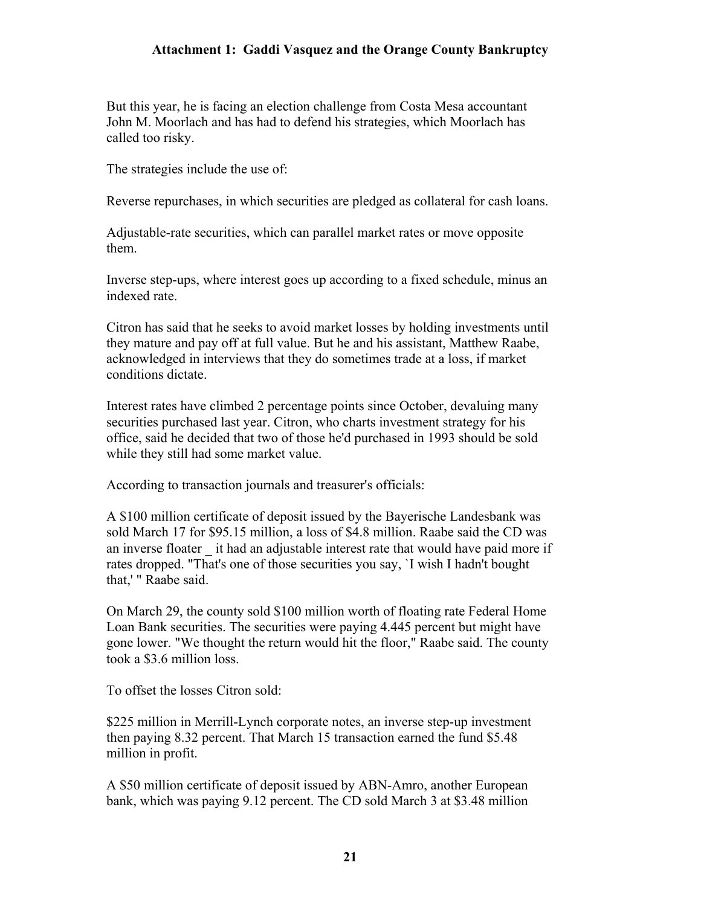# Attachment 1: Gaddi Vasquez and the Orange County Bankruptcy

But this year, he is facing an election challenge from Costa Mesa accountant John M. Moorlach and has had to defend his strategies, which Moorlach has called too risky.

The strategies include the use of:

Reverse repurchases, in which securities are pledged as collateral for cash loans.

Adjustable-rate securities, which can parallel market rates or move opposite them.

Inverse step-ups, where interest goes up according to a fixed schedule, minus an indexed rate.

Citron has said that he seeks to avoid market losses by holding investments until they mature and pay off at full value. But he and his assistant, Matthew Raabe, acknowledged in interviews that they do sometimes trade at a loss, if market conditions dictate.

Interest rates have climbed 2 percentage points since October, devaluing many securities purchased last year. Citron, who charts investment strategy for his office, said he decided that two of those he'd purchased in 1993 should be sold while they still had some market value.

According to transaction journals and treasurer's officials:

A $100 million certificate of deposit issued by the Bayerische Landesbank was sold March 17 for $95.15 million, a loss of $4.8 million. Raabe said the CD was an inverse floater _ it had an adjustable interest rate that would have paid more if rates dropped. "That's one of those securities you say, `I wish I hadn't bought that,' " Raabe said.

On March 29, the county sold $100 million worth of floating rate Federal Home Loan Bank securities. The securities were paying 4.445 percent but might have gone lower. "We thought the return would hit the floor," Raabe said. The county took a $3.6 million loss.

To offset the losses Citron sold:

$225 million in Merrill-Lynch corporate notes, an inverse step-up investment then paying 8.32 percent. That March 15 transaction earned the fund $5.48 million in profit.

A $50 million certificate of deposit issued by ABN-Amro, another European bank, which was paying 9.12 percent. The CD sold March 3 at $3.48 million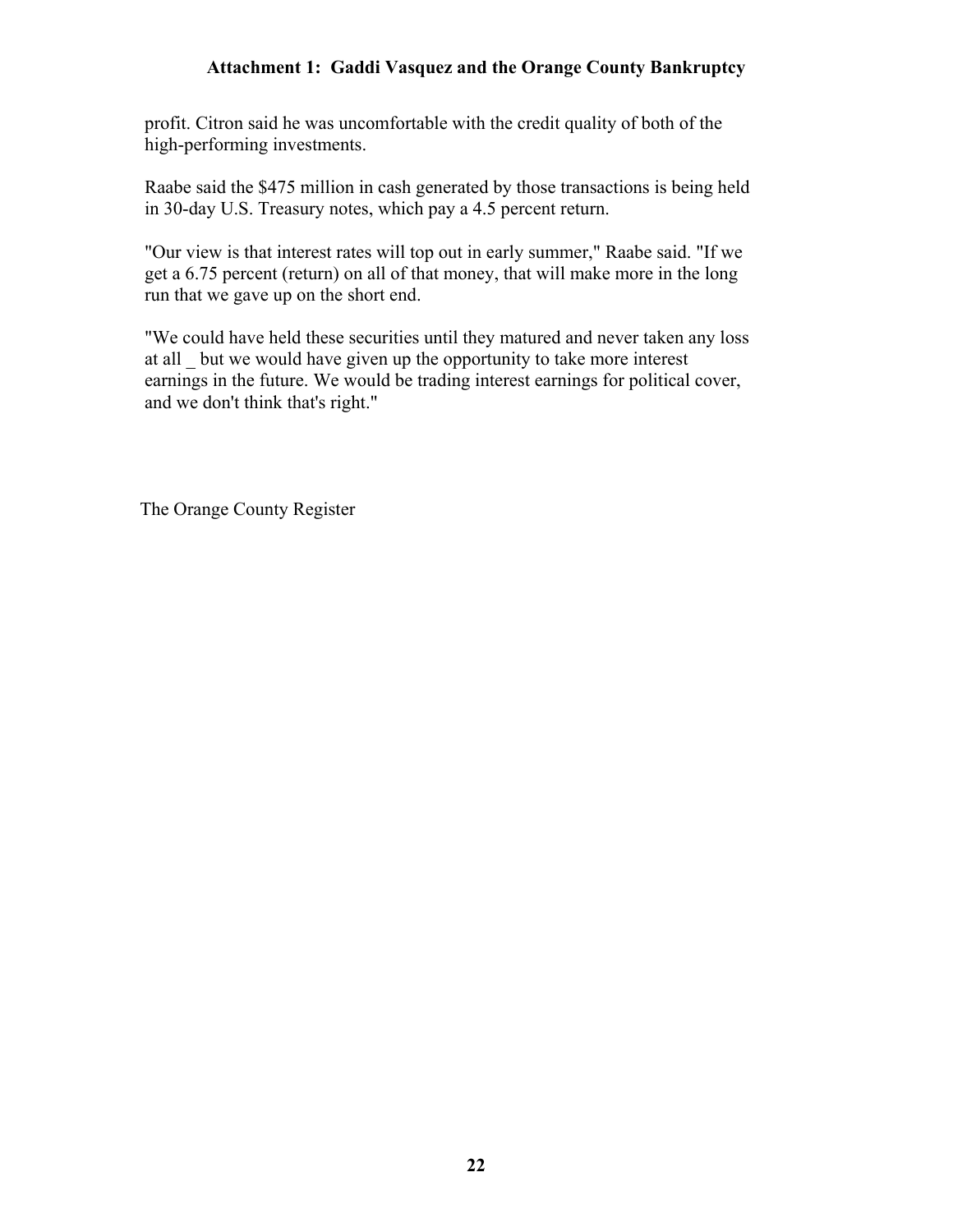profit. Citron said he was uncomfortable with the credit quality of both of the high-performing investments.

Raabe said the $475 million in cash generated by those transactions is being held in 30-day U.S. Treasury notes, which pay a 4.5 percent return.

"Our view is that interest rates will top out in early summer," Raabe said. "If we get a 6.75 percent (return) on all of that money, that will make more in the long run that we gave up on the short end.

"We could have held these securities until they matured and never taken any loss at all _ but we would have given up the opportunity to take more interest earnings in the future. We would be trading interest earnings for political cover, and we don't think that's right."

The Orange County Register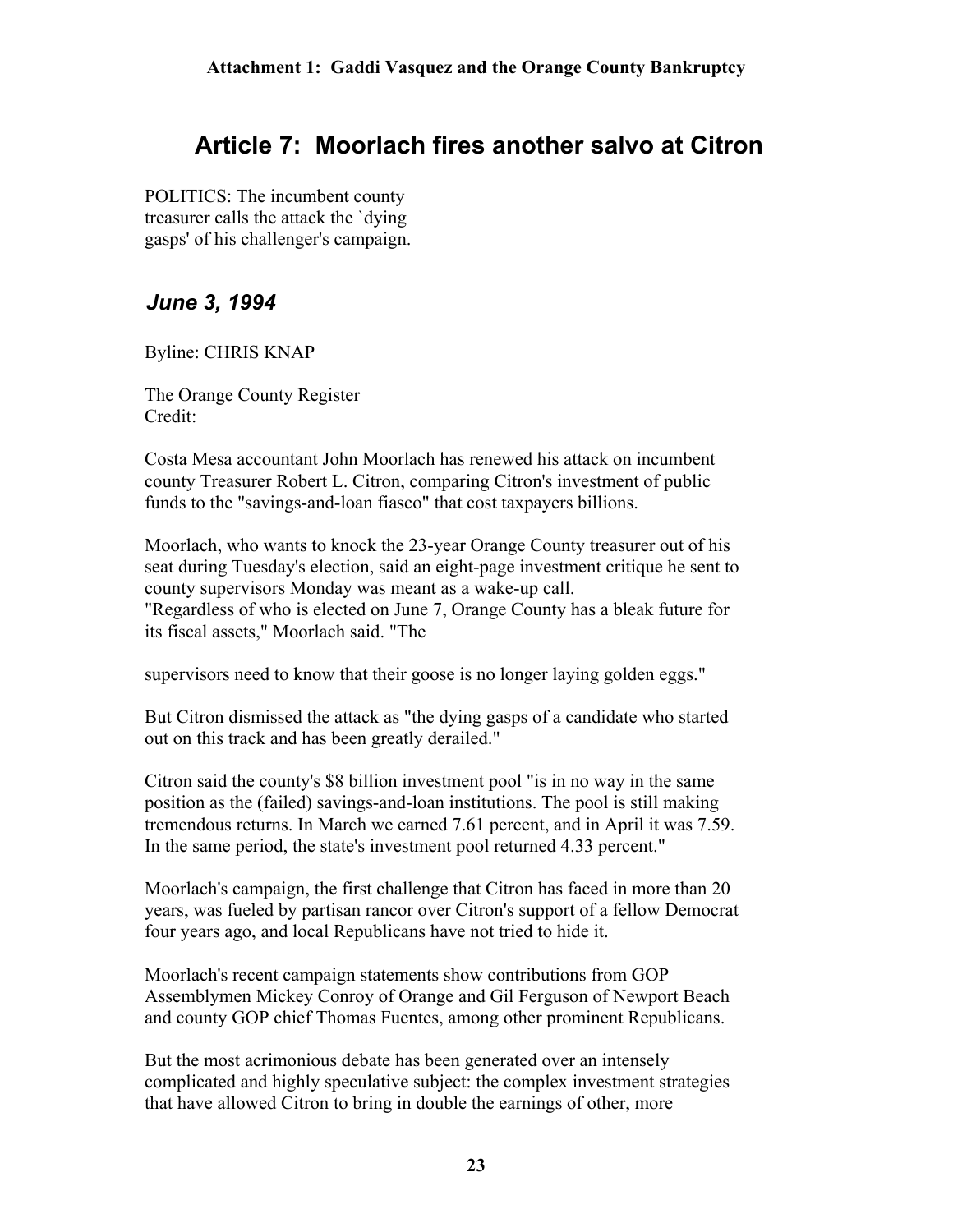# Article 7: Moorlach fires another salvo at Citron

POLITICS: The incumbent county treasurer calls the attack the `dying gasps' of his challenger's campaign.

## *June 3, 1994*

Byline: CHRIS KNAP

The Orange County Register
Credit:

Costa Mesa accountant John Moorlach has renewed his attack on incumbent county Treasurer Robert L. Citron, comparing Citron's investment of public funds to the "savings-and-loan fiasco" that cost taxpayers billions.

Moorlach, who wants to knock the 23-year Orange County treasurer out of his seat during Tuesday's election, said an eight-page investment critique he sent to county supervisors Monday was meant as a wake-up call.
"Regardless of who is elected on June 7, Orange County has a bleak future for its fiscal assets," Moorlach said. "The supervisors need to know that their goose is no longer laying golden eggs."

But Citron dismissed the attack as "the dying gasps of a candidate who started out on this track and has been greatly derailed."

Citron said the county's $8 billion investment pool "is in no way in the same position as the (failed) savings-and-loan institutions. The pool is still making tremendous returns. In March we earned 7.61 percent, and in April it was 7.59. In the same period, the state's investment pool returned 4.33 percent."

Moorlach's campaign, the first challenge that Citron has faced in more than 20 years, was fueled by partisan rancor over Citron's support of a fellow Democrat four years ago, and local Republicans have not tried to hide it.

Moorlach's recent campaign statements show contributions from GOP Assemblymen Mickey Conroy of Orange and Gil Ferguson of Newport Beach and county GOP chief Thomas Fuentes, among other prominent Republicans.

But the most acrimonious debate has been generated over an intensely complicated and highly speculative subject: the complex investment strategies that have allowed Citron to bring in double the earnings of other, more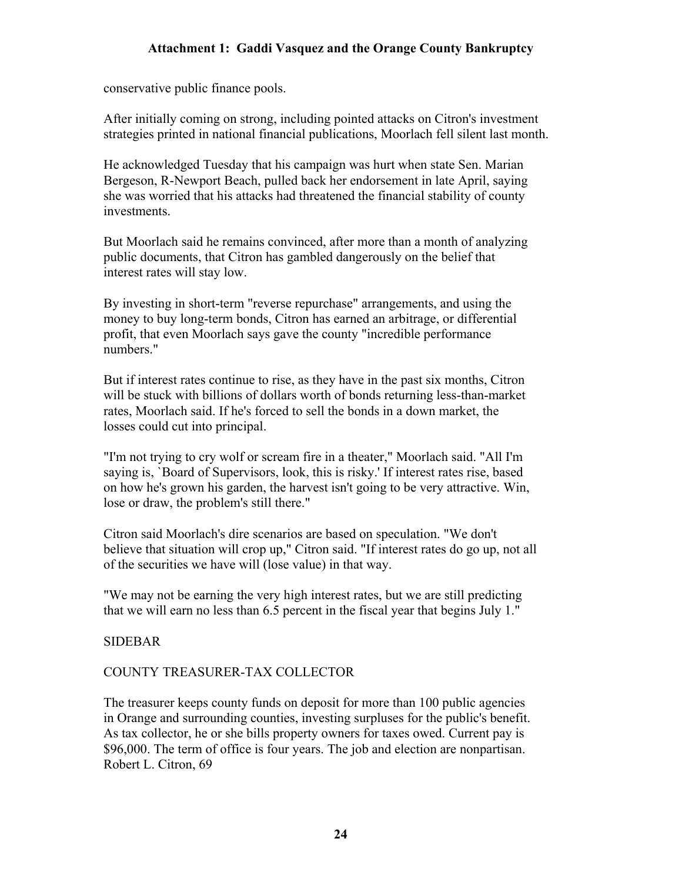conservative public finance pools.

After initially coming on strong, including pointed attacks on Citron's investment strategies printed in national financial publications, Moorlach fell silent last month.

He acknowledged Tuesday that his campaign was hurt when state Sen. Marian Bergeson, R-Newport Beach, pulled back her endorsement in late April, saying she was worried that his attacks had threatened the financial stability of county investments.

But Moorlach said he remains convinced, after more than a month of analyzing public documents, that Citron has gambled dangerously on the belief that interest rates will stay low.

By investing in short-term "reverse repurchase" arrangements, and using the money to buy long-term bonds, Citron has earned an arbitrage, or differential profit, that even Moorlach says gave the county "incredible performance numbers."

But if interest rates continue to rise, as they have in the past six months, Citron will be stuck with billions of dollars worth of bonds returning less-than-market rates, Moorlach said. If he's forced to sell the bonds in a down market, the losses could cut into principal.

"I'm not trying to cry wolf or scream fire in a theater," Moorlach said. "All I'm saying is, `Board of Supervisors, look, this is risky.' If interest rates rise, based on how he's grown his garden, the harvest isn't going to be very attractive. Win, lose or draw, the problem's still there."

Citron said Moorlach's dire scenarios are based on speculation. "We don't believe that situation will crop up," Citron said. "If interest rates do go up, not all of the securities we have will (lose value) in that way.

"We may not be earning the very high interest rates, but we are still predicting that we will earn no less than 6.5 percent in the fiscal year that begins July 1."

SIDEBAR

COUNTY TREASURER-TAX COLLECTOR

The treasurer keeps county funds on deposit for more than 100 public agencies in Orange and surrounding counties, investing surpluses for the public's benefit. As tax collector, he or she bills property owners for taxes owed. Current pay is $96,000. The term of office is four years. The job and election are nonpartisan.
Robert L. Citron, 69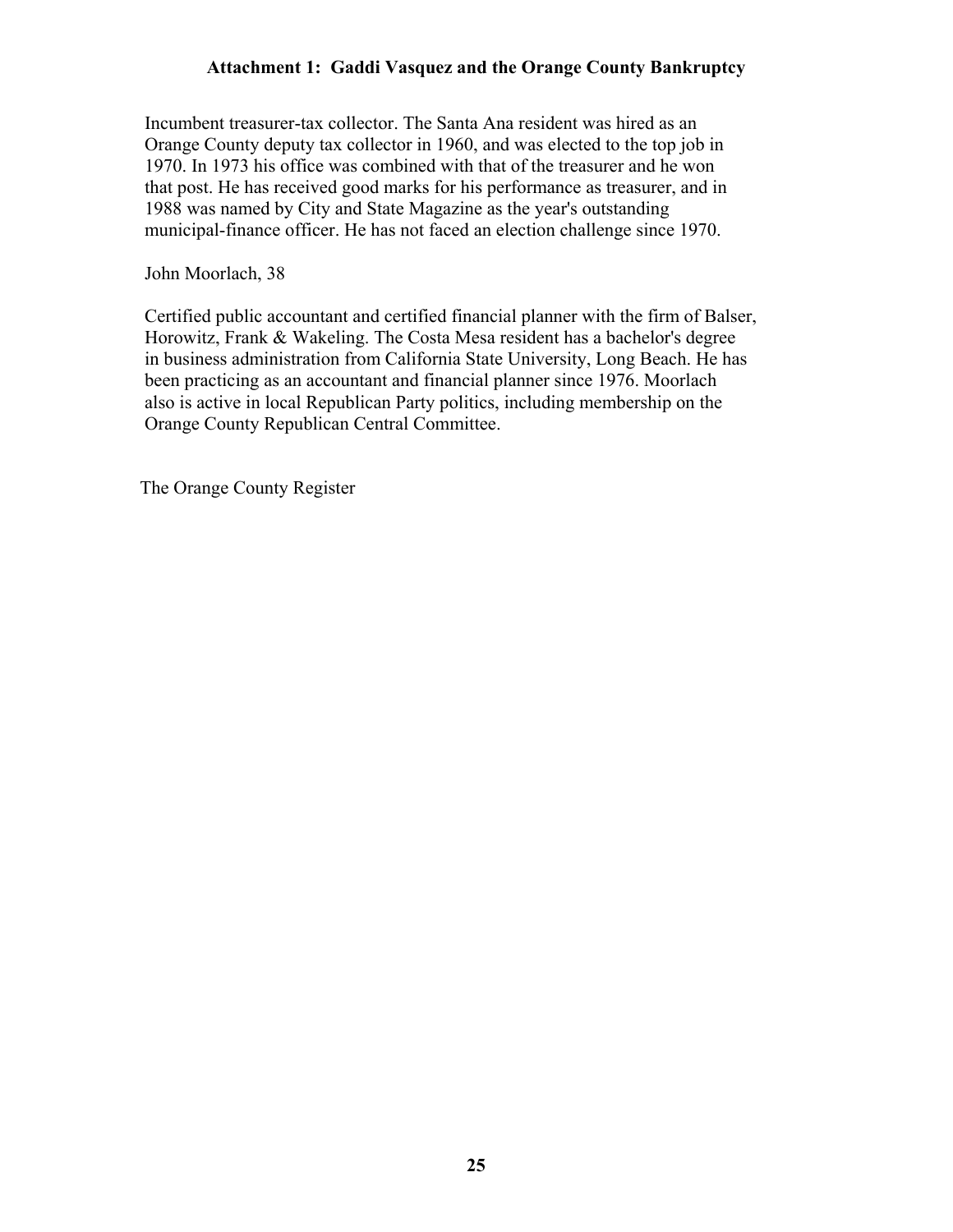Incumbent treasurer-tax collector. The Santa Ana resident was hired as an Orange County deputy tax collector in 1960, and was elected to the top job in 1970. In 1973 his office was combined with that of the treasurer and he won that post. He has received good marks for his performance as treasurer, and in 1988 was named by City and State Magazine as the year's outstanding municipal-finance officer. He has not faced an election challenge since 1970.

John Moorlach, 38

Certified public accountant and certified financial planner with the firm of Balser, Horowitz, Frank & Wakeling. The Costa Mesa resident has a bachelor's degree in business administration from California State University, Long Beach. He has been practicing as an accountant and financial planner since 1976. Moorlach also is active in local Republican Party politics, including membership on the Orange County Republican Central Committee.

The Orange County Register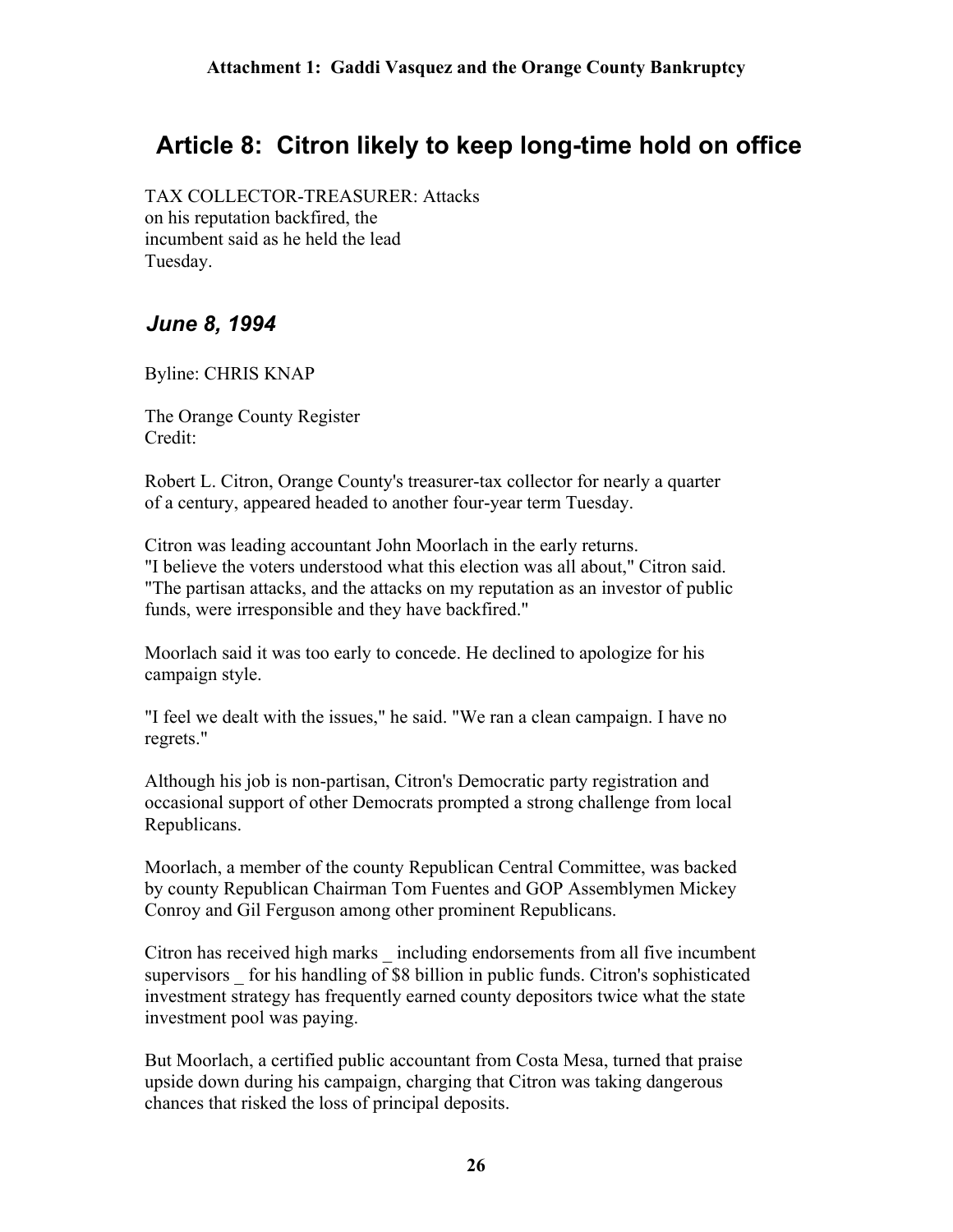## Article 8: Citron likely to keep long-time hold on office

TAX COLLECTOR-TREASURER: Attacks on his reputation backfired, the incumbent said as he held the lead Tuesday.

### *June 8, 1994*

Byline: CHRIS KNAP

The Orange County Register
Credit:

Robert L. Citron, Orange County's treasurer-tax collector for nearly a quarter of a century, appeared headed to another four-year term Tuesday.

Citron was leading accountant John Moorlach in the early returns.
"I believe the voters understood what this election was all about," Citron said. "The partisan attacks, and the attacks on my reputation as an investor of public funds, were irresponsible and they have backfired."

Moorlach said it was too early to concede. He declined to apologize for his campaign style.

"I feel we dealt with the issues," he said. "We ran a clean campaign. I have no regrets."

Although his job is non-partisan, Citron's Democratic party registration and occasional support of other Democrats prompted a strong challenge from local Republicans.

Moorlach, a member of the county Republican Central Committee, was backed by county Republican Chairman Tom Fuentes and GOP Assemblymen Mickey Conroy and Gil Ferguson among other prominent Republicans.

Citron has received high marks _ including endorsements from all five incumbent supervisors _ for his handling of $8 billion in public funds. Citron's sophisticated investment strategy has frequently earned county depositors twice what the state investment pool was paying.

But Moorlach, a certified public accountant from Costa Mesa, turned that praise upside down during his campaign, charging that Citron was taking dangerous chances that risked the loss of principal deposits.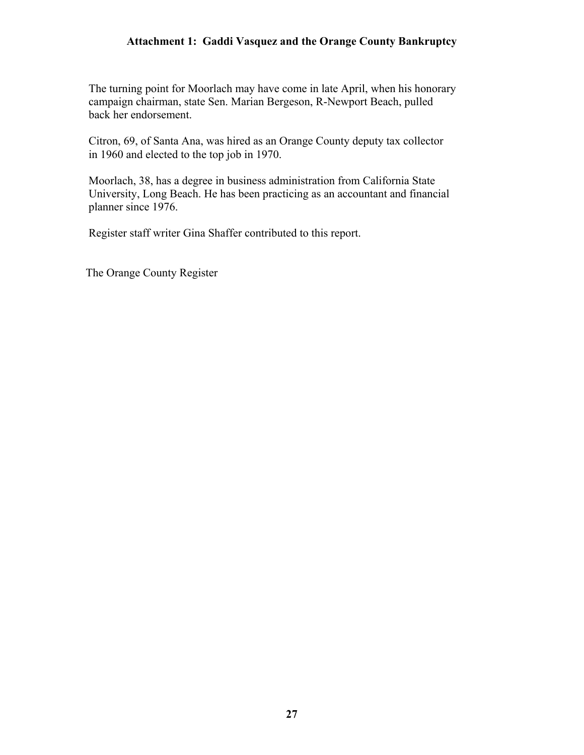The turning point for Moorlach may have come in late April, when his honorary campaign chairman, state Sen. Marian Bergeson, R-Newport Beach, pulled back her endorsement.

Citron, 69, of Santa Ana, was hired as an Orange County deputy tax collector in 1960 and elected to the top job in 1970.

Moorlach, 38, has a degree in business administration from California State University, Long Beach. He has been practicing as an accountant and financial planner since 1976.

Register staff writer Gina Shaffer contributed to this report.

The Orange County Register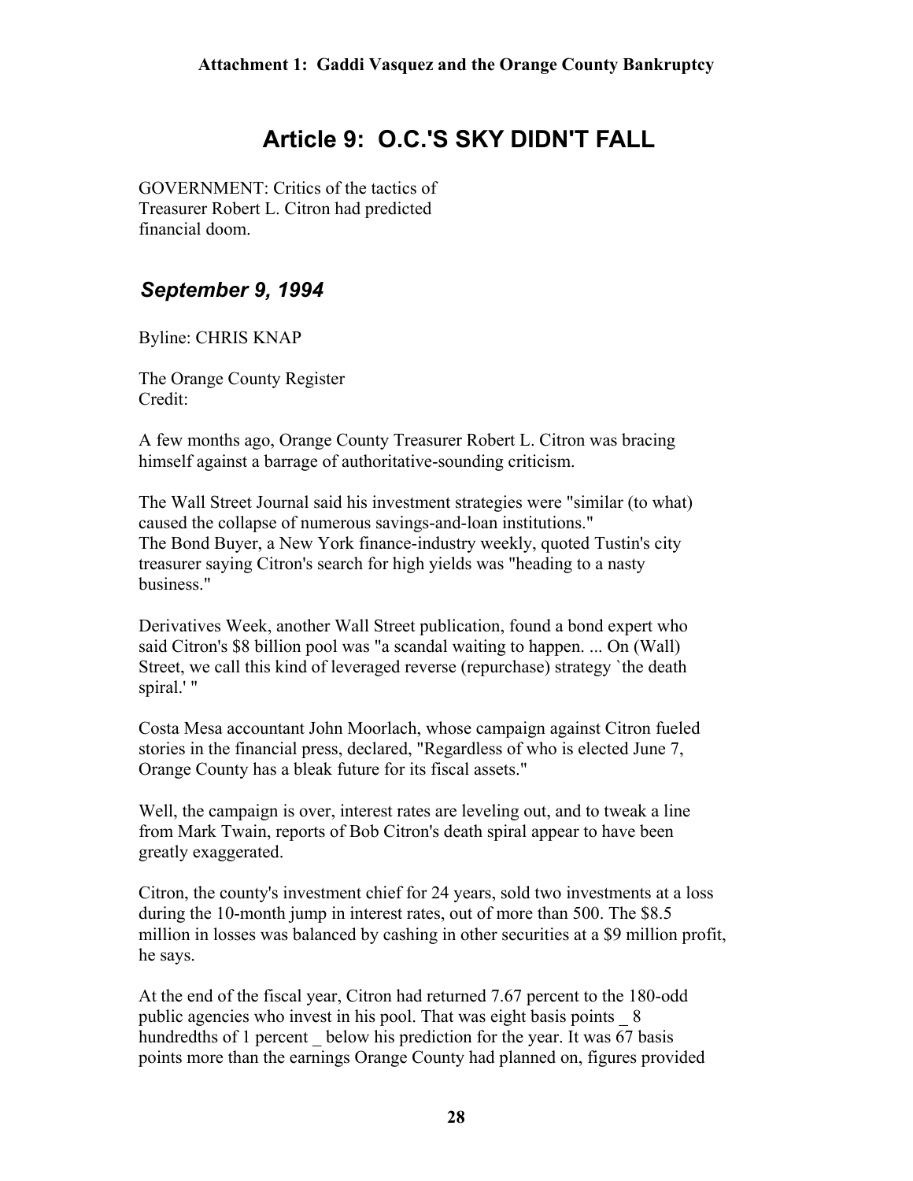# Article 9: O.C.'S SKY DIDN'T FALL

GOVERNMENT: Critics of the tactics of Treasurer Robert L. Citron had predicted financial doom.

## *September 9, 1994*

Byline: CHRIS KNAP

The Orange County Register
Credit:

A few months ago, Orange County Treasurer Robert L. Citron was bracing himself against a barrage of authoritative-sounding criticism.

The Wall Street Journal said his investment strategies were "similar (to what) caused the collapse of numerous savings-and-loan institutions."
The Bond Buyer, a New York finance-industry weekly, quoted Tustin's city treasurer saying Citron's search for high yields was "heading to a nasty business."

Derivatives Week, another Wall Street publication, found a bond expert who said Citron's $8 billion pool was "a scandal waiting to happen. ... On (Wall) Street, we call this kind of leveraged reverse (repurchase) strategy `the death spiral.' "

Costa Mesa accountant John Moorlach, whose campaign against Citron fueled stories in the financial press, declared, "Regardless of who is elected June 7, Orange County has a bleak future for its fiscal assets."

Well, the campaign is over, interest rates are leveling out, and to tweak a line from Mark Twain, reports of Bob Citron's death spiral appear to have been greatly exaggerated.

Citron, the county's investment chief for 24 years, sold two investments at a loss during the 10-month jump in interest rates, out of more than 500. The $8.5 million in losses was balanced by cashing in other securities at a $9 million profit, he says.

At the end of the fiscal year, Citron had returned 7.67 percent to the 180-odd public agencies who invest in his pool. That was eight basis points _ 8 hundredths of 1 percent _ below his prediction for the year. It was 67 basis points more than the earnings Orange County had planned on, figures provided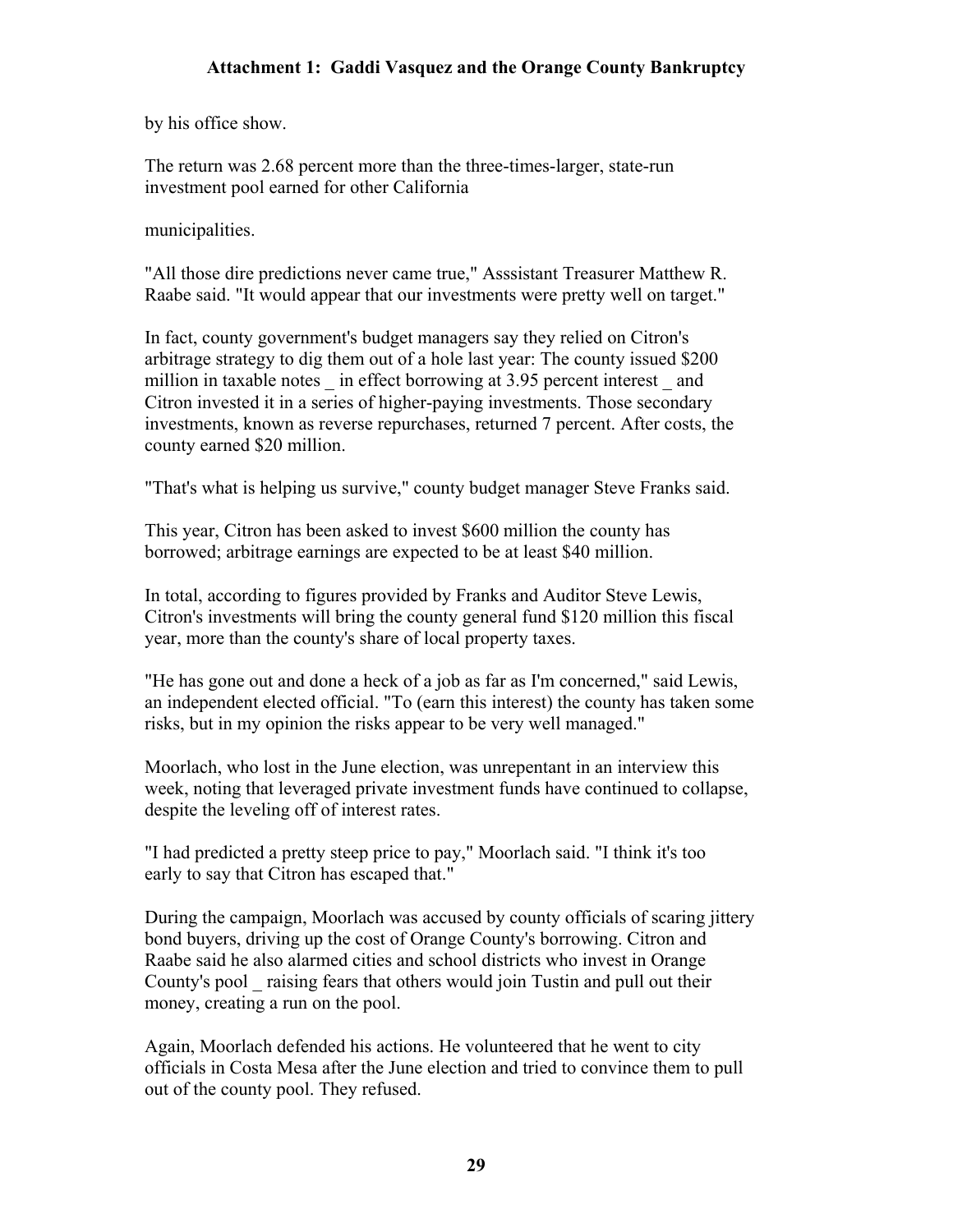by his office show.

The return was 2.68 percent more than the three-times-larger, state-run investment pool earned for other California

municipalities.

"All those dire predictions never came true," Asssistant Treasurer Matthew R. Raabe said. "It would appear that our investments were pretty well on target."

In fact, county government's budget managers say they relied on Citron's arbitrage strategy to dig them out of a hole last year: The county issued $200 million in taxable notes _ in effect borrowing at 3.95 percent interest _ and Citron invested it in a series of higher-paying investments. Those secondary investments, known as reverse repurchases, returned 7 percent. After costs, the county earned $20 million.

"That's what is helping us survive," county budget manager Steve Franks said.

This year, Citron has been asked to invest $600 million the county has borrowed; arbitrage earnings are expected to be at least $40 million.

In total, according to figures provided by Franks and Auditor Steve Lewis, Citron's investments will bring the county general fund $120 million this fiscal year, more than the county's share of local property taxes.

"He has gone out and done a heck of a job as far as I'm concerned," said Lewis, an independent elected official. "To (earn this interest) the county has taken some risks, but in my opinion the risks appear to be very well managed."

Moorlach, who lost in the June election, was unrepentant in an interview this week, noting that leveraged private investment funds have continued to collapse, despite the leveling off of interest rates.

"I had predicted a pretty steep price to pay," Moorlach said. "I think it's too early to say that Citron has escaped that."

During the campaign, Moorlach was accused by county officials of scaring jittery bond buyers, driving up the cost of Orange County's borrowing. Citron and Raabe said he also alarmed cities and school districts who invest in Orange County's pool _ raising fears that others would join Tustin and pull out their money, creating a run on the pool.

Again, Moorlach defended his actions. He volunteered that he went to city officials in Costa Mesa after the June election and tried to convince them to pull out of the county pool. They refused.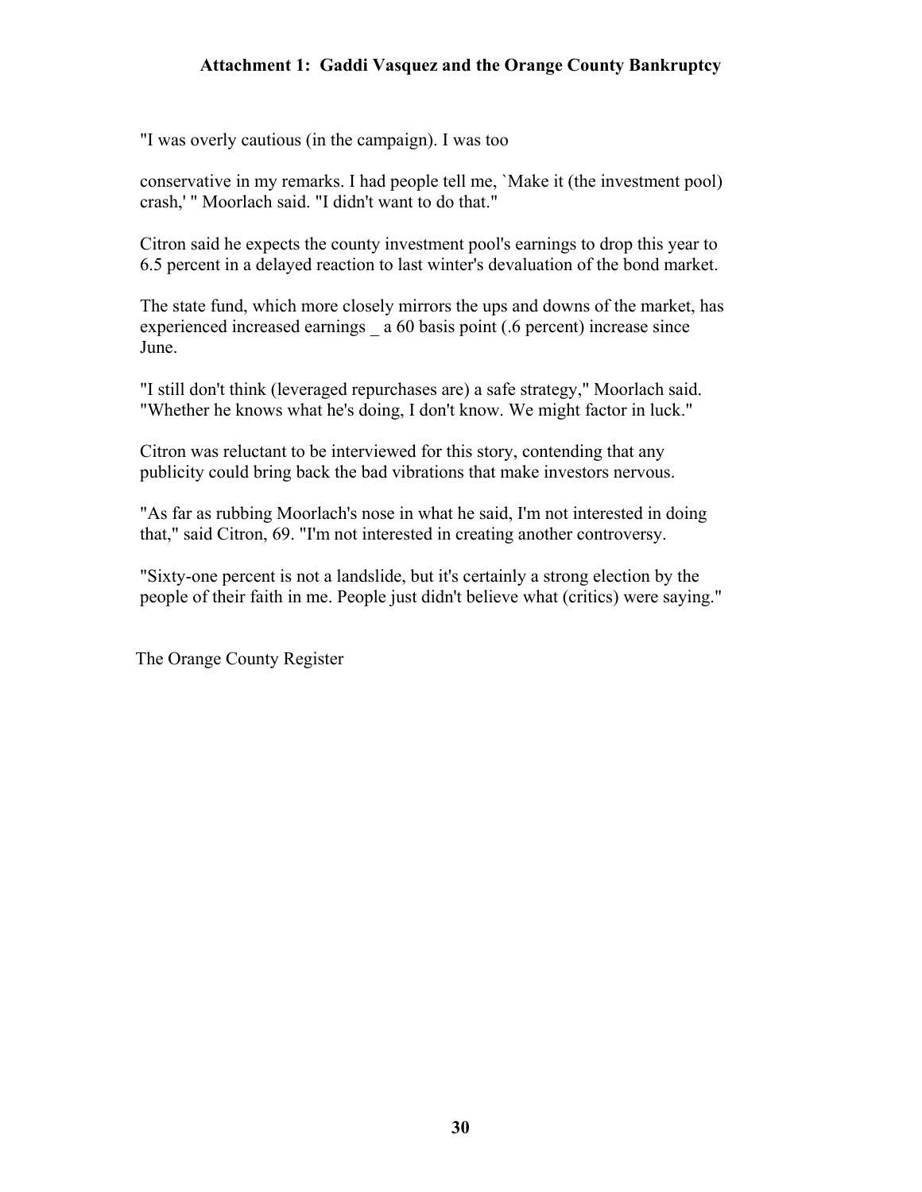"I was overly cautious (in the campaign). I was too

conservative in my remarks. I had people tell me, `Make it (the investment pool) crash,' " Moorlach said. "I didn't want to do that."

Citron said he expects the county investment pool's earnings to drop this year to 6.5 percent in a delayed reaction to last winter's devaluation of the bond market.

The state fund, which more closely mirrors the ups and downs of the market, has experienced increased earnings _ a 60 basis point (.6 percent) increase since June.

"I still don't think (leveraged repurchases are) a safe strategy," Moorlach said. "Whether he knows what he's doing, I don't know. We might factor in luck."

Citron was reluctant to be interviewed for this story, contending that any publicity could bring back the bad vibrations that make investors nervous.

"As far as rubbing Moorlach's nose in what he said, I'm not interested in doing that," said Citron, 69. "I'm not interested in creating another controversy.

"Sixty-one percent is not a landslide, but it's certainly a strong election by the people of their faith in me. People just didn't believe what (critics) were saying."

The Orange County Register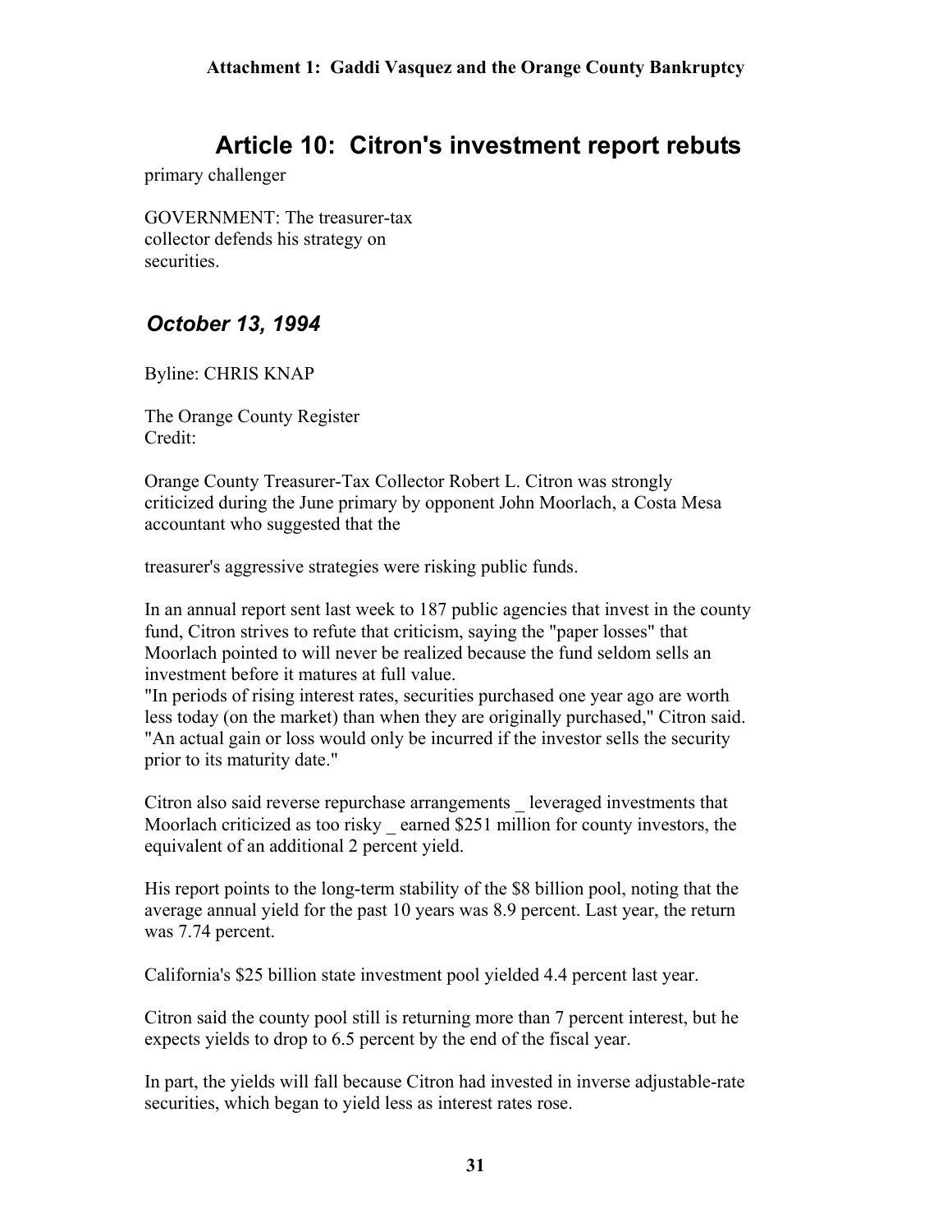## Article 10: Citron's investment report rebuts

primary challenger

GOVERNMENT: The treasurer-tax collector defends his strategy on securities.

### *October 13, 1994*

Byline: CHRIS KNAP

The Orange County Register
Credit:

Orange County Treasurer-Tax Collector Robert L. Citron was strongly criticized during the June primary by opponent John Moorlach, a Costa Mesa accountant who suggested that the

treasurer's aggressive strategies were risking public funds.

In an annual report sent last week to 187 public agencies that invest in the county fund, Citron strives to refute that criticism, saying the "paper losses" that Moorlach pointed to will never be realized because the fund seldom sells an investment before it matures at full value.
"In periods of rising interest rates, securities purchased one year ago are worth less today (on the market) than when they are originally purchased," Citron said. "An actual gain or loss would only be incurred if the investor sells the security prior to its maturity date."

Citron also said reverse repurchase arrangements _ leveraged investments that Moorlach criticized as too risky _ earned $251 million for county investors, the equivalent of an additional 2 percent yield.

His report points to the long-term stability of the $8 billion pool, noting that the average annual yield for the past 10 years was 8.9 percent. Last year, the return was 7.74 percent.

California's $25 billion state investment pool yielded 4.4 percent last year.

Citron said the county pool still is returning more than 7 percent interest, but he expects yields to drop to 6.5 percent by the end of the fiscal year.

In part, the yields will fall because Citron had invested in inverse adjustable-rate securities, which began to yield less as interest rates rose.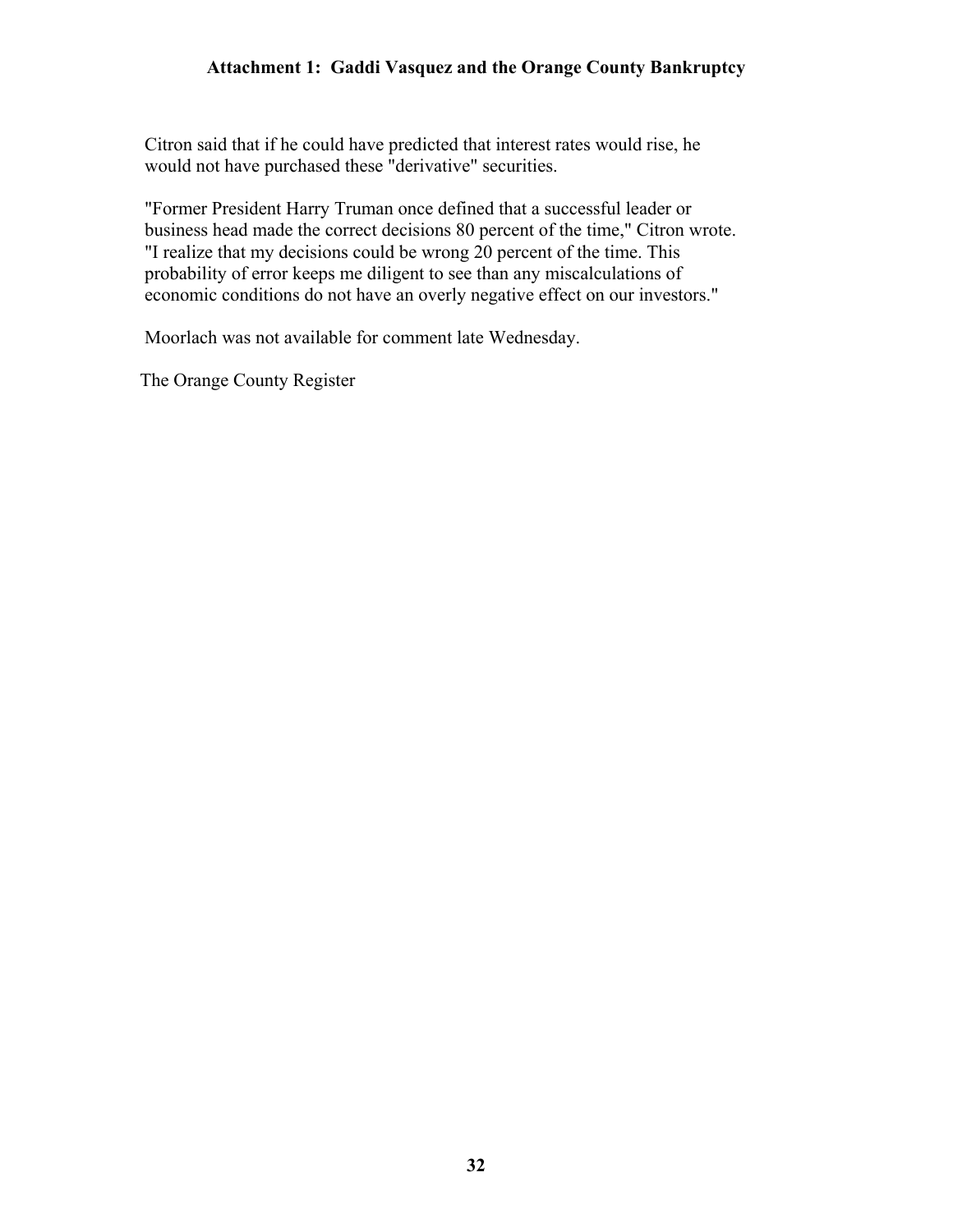Citron said that if he could have predicted that interest rates would rise, he would not have purchased these "derivative" securities.

"Former President Harry Truman once defined that a successful leader or business head made the correct decisions 80 percent of the time," Citron wrote. "I realize that my decisions could be wrong 20 percent of the time. This probability of error keeps me diligent to see than any miscalculations of economic conditions do not have an overly negative effect on our investors."

Moorlach was not available for comment late Wednesday.

The Orange County Register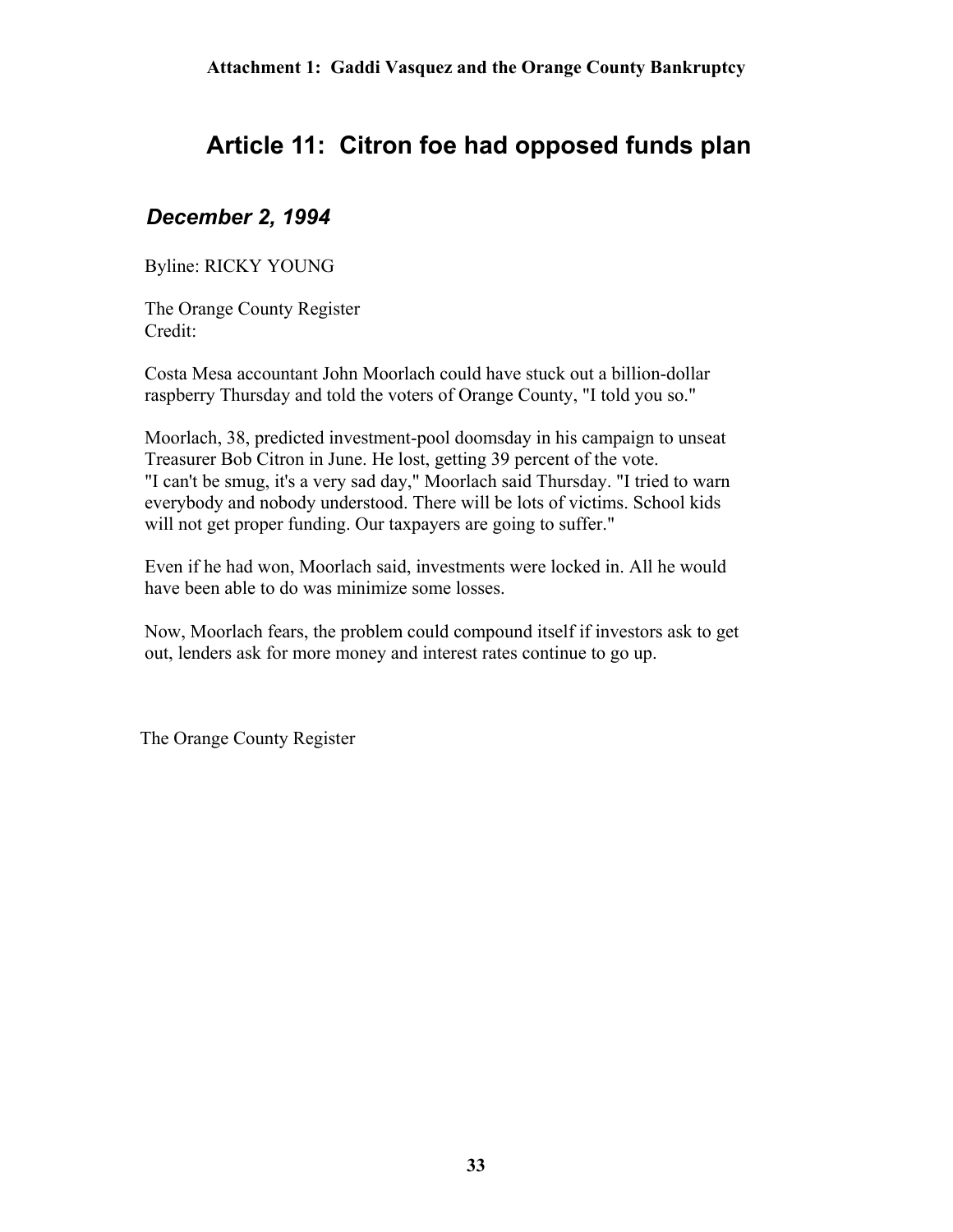# Article 11: Citron foe had opposed funds plan

## *December 2, 1994*

Byline: RICKY YOUNG

The Orange County Register
Credit:

Costa Mesa accountant John Moorlach could have stuck out a billion-dollar raspberry Thursday and told the voters of Orange County, "I told you so."

Moorlach, 38, predicted investment-pool doomsday in his campaign to unseat Treasurer Bob Citron in June. He lost, getting 39 percent of the vote.
"I can't be smug, it's a very sad day," Moorlach said Thursday. "I tried to warn everybody and nobody understood. There will be lots of victims. School kids will not get proper funding. Our taxpayers are going to suffer."

Even if he had won, Moorlach said, investments were locked in. All he would have been able to do was minimize some losses.

Now, Moorlach fears, the problem could compound itself if investors ask to get out, lenders ask for more money and interest rates continue to go up.

The Orange County Register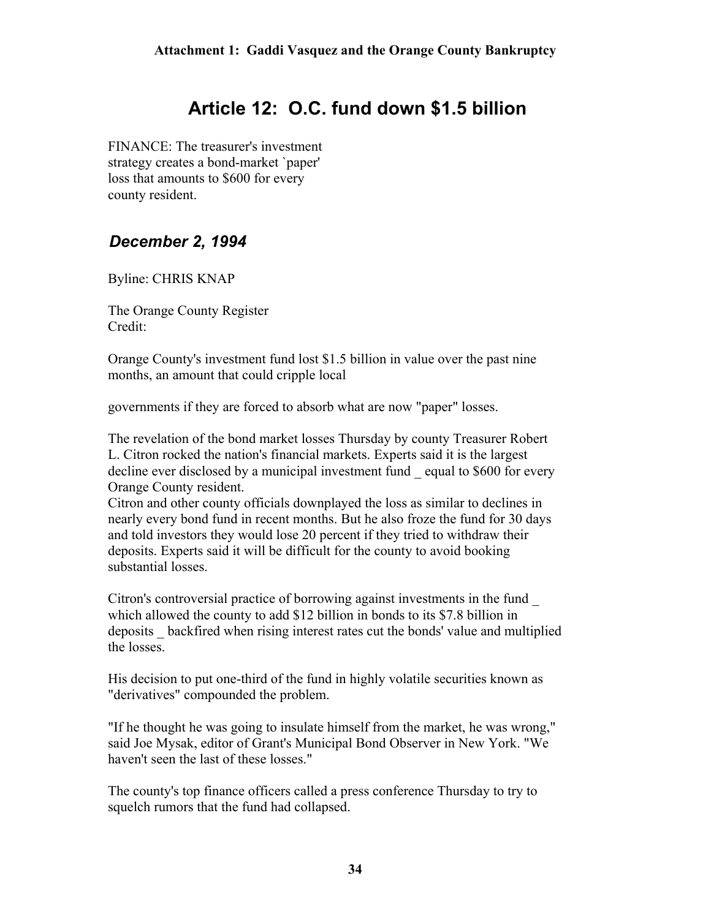# Article 12: O.C. fund down $1.5 billion

FINANCE: The treasurer's investment strategy creates a bond-market `paper' loss that amounts to $600 for every county resident.

## *December 2, 1994*

Byline: CHRIS KNAP

The Orange County Register
Credit:

Orange County's investment fund lost $1.5 billion in value over the past nine months, an amount that could cripple local

governments if they are forced to absorb what are now "paper" losses.

The revelation of the bond market losses Thursday by county Treasurer Robert L. Citron rocked the nation's financial markets. Experts said it is the largest decline ever disclosed by a municipal investment fund _ equal to $600 for every Orange County resident.
Citron and other county officials downplayed the loss as similar to declines in nearly every bond fund in recent months. But he also froze the fund for 30 days and told investors they would lose 20 percent if they tried to withdraw their deposits. Experts said it will be difficult for the county to avoid booking substantial losses.

Citron's controversial practice of borrowing against investments in the fund _ which allowed the county to add $12 billion in bonds to its $7.8 billion in deposits _ backfired when rising interest rates cut the bonds' value and multiplied the losses.

His decision to put one-third of the fund in highly volatile securities known as "derivatives" compounded the problem.

"If he thought he was going to insulate himself from the market, he was wrong," said Joe Mysak, editor of Grant's Municipal Bond Observer in New York. "We haven't seen the last of these losses."

The county's top finance officers called a press conference Thursday to try to squelch rumors that the fund had collapsed.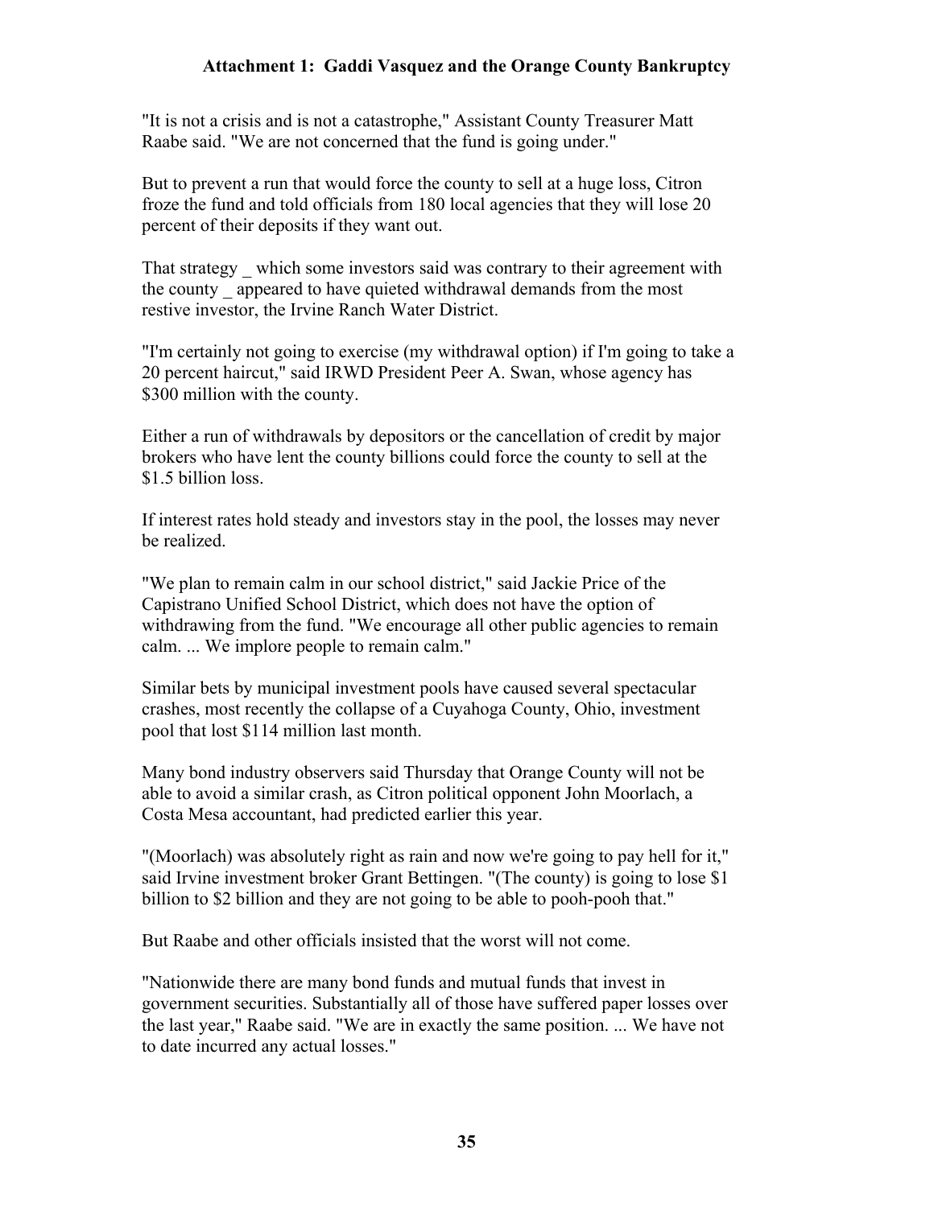"It is not a crisis and is not a catastrophe," Assistant County Treasurer Matt Raabe said. "We are not concerned that the fund is going under."

But to prevent a run that would force the county to sell at a huge loss, Citron froze the fund and told officials from 180 local agencies that they will lose 20 percent of their deposits if they want out.

That strategy _ which some investors said was contrary to their agreement with the county _ appeared to have quieted withdrawal demands from the most restive investor, the Irvine Ranch Water District.

"I'm certainly not going to exercise (my withdrawal option) if I'm going to take a 20 percent haircut," said IRWD President Peer A. Swan, whose agency has $300 million with the county.

Either a run of withdrawals by depositors or the cancellation of credit by major brokers who have lent the county billions could force the county to sell at the $1.5 billion loss.

If interest rates hold steady and investors stay in the pool, the losses may never be realized.

"We plan to remain calm in our school district," said Jackie Price of the Capistrano Unified School District, which does not have the option of withdrawing from the fund. "We encourage all other public agencies to remain calm. ... We implore people to remain calm."

Similar bets by municipal investment pools have caused several spectacular crashes, most recently the collapse of a Cuyahoga County, Ohio, investment pool that lost $114 million last month.

Many bond industry observers said Thursday that Orange County will not be able to avoid a similar crash, as Citron political opponent John Moorlach, a Costa Mesa accountant, had predicted earlier this year.

"(Moorlach) was absolutely right as rain and now we're going to pay hell for it," said Irvine investment broker Grant Bettingen. "(The county) is going to lose $1 billion to $2 billion and they are not going to be able to pooh-pooh that."

But Raabe and other officials insisted that the worst will not come.

"Nationwide there are many bond funds and mutual funds that invest in government securities. Substantially all of those have suffered paper losses over the last year," Raabe said. "We are in exactly the same position. ... We have not to date incurred any actual losses."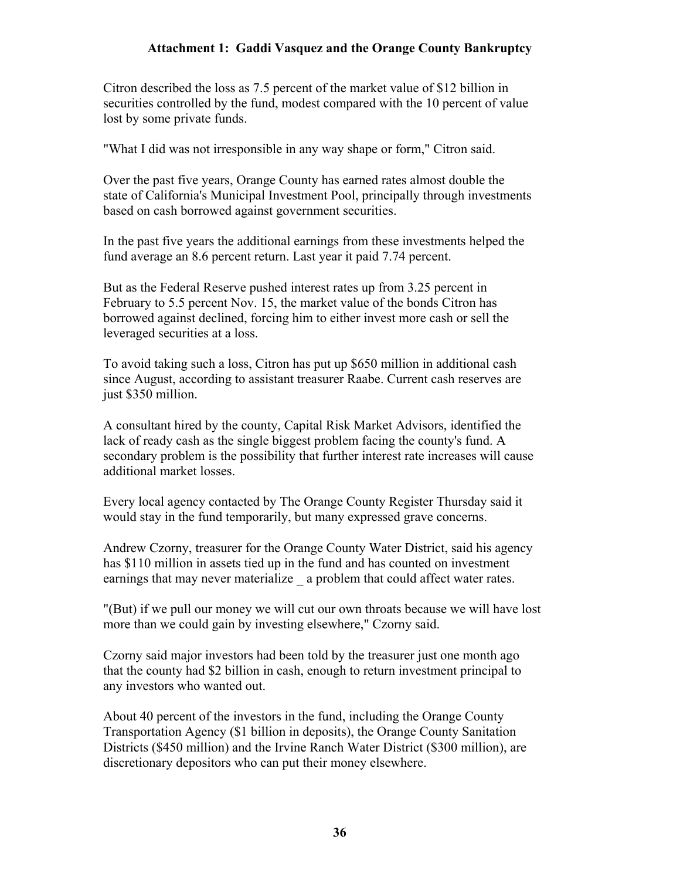**Attachment 1: Gaddi Vasquez and the Orange County Bankruptcy**

Citron described the loss as 7.5 percent of the market value of $12 billion in securities controlled by the fund, modest compared with the 10 percent of value lost by some private funds.

"What I did was not irresponsible in any way shape or form," Citron said.

Over the past five years, Orange County has earned rates almost double the state of California's Municipal Investment Pool, principally through investments based on cash borrowed against government securities.

In the past five years the additional earnings from these investments helped the fund average an 8.6 percent return. Last year it paid 7.74 percent.

But as the Federal Reserve pushed interest rates up from 3.25 percent in February to 5.5 percent Nov. 15, the market value of the bonds Citron has borrowed against declined, forcing him to either invest more cash or sell the leveraged securities at a loss.

To avoid taking such a loss, Citron has put up $650 million in additional cash since August, according to assistant treasurer Raabe. Current cash reserves are just $350 million.

A consultant hired by the county, Capital Risk Market Advisors, identified the lack of ready cash as the single biggest problem facing the county's fund. A secondary problem is the possibility that further interest rate increases will cause additional market losses.

Every local agency contacted by The Orange County Register Thursday said it would stay in the fund temporarily, but many expressed grave concerns.

Andrew Czorny, treasurer for the Orange County Water District, said his agency has $110 million in assets tied up in the fund and has counted on investment earnings that may never materialize _ a problem that could affect water rates.

"(But) if we pull our money we will cut our own throats because we will have lost more than we could gain by investing elsewhere," Czorny said.

Czorny said major investors had been told by the treasurer just one month ago that the county had $2 billion in cash, enough to return investment principal to any investors who wanted out.

About 40 percent of the investors in the fund, including the Orange County Transportation Agency ($1 billion in deposits), the Orange County Sanitation Districts ($450 million) and the Irvine Ranch Water District ($300 million), are discretionary depositors who can put their money elsewhere.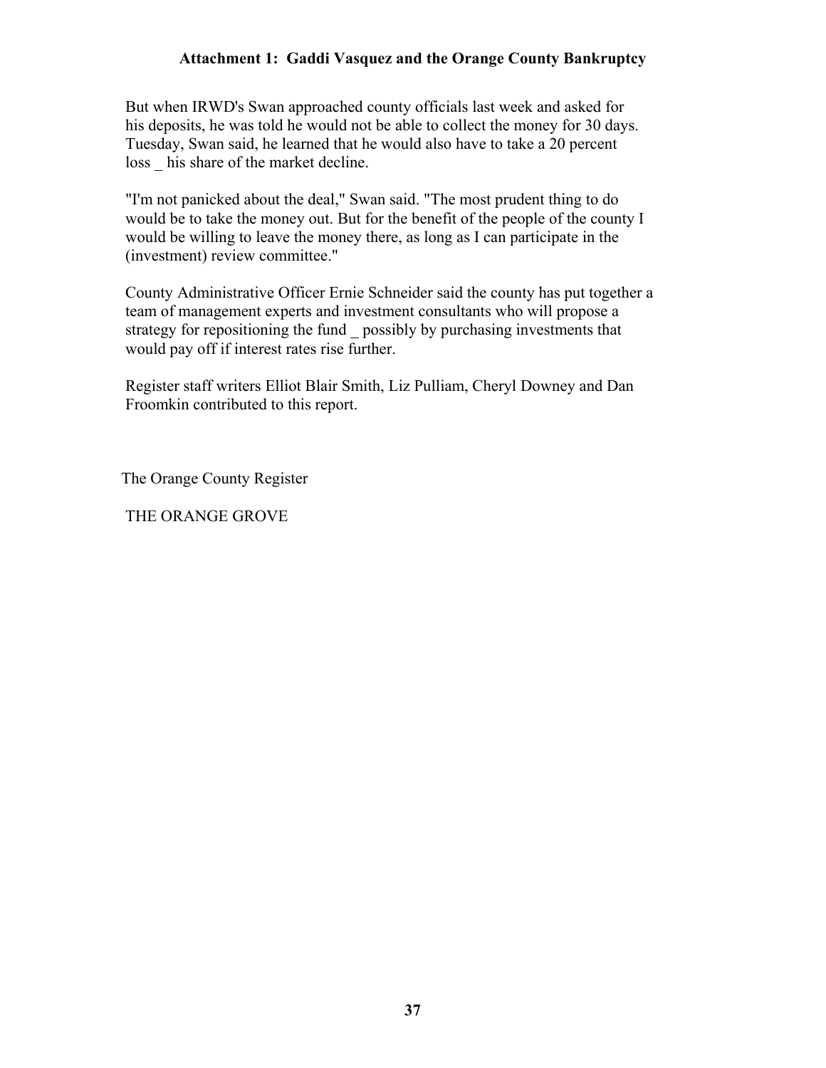But when IRWD's Swan approached county officials last week and asked for his deposits, he was told he would not be able to collect the money for 30 days. Tuesday, Swan said, he learned that he would also have to take a 20 percent loss _ his share of the market decline.

"I'm not panicked about the deal," Swan said. "The most prudent thing to do would be to take the money out. But for the benefit of the people of the county I would be willing to leave the money there, as long as I can participate in the (investment) review committee."

County Administrative Officer Ernie Schneider said the county has put together a team of management experts and investment consultants who will propose a strategy for repositioning the fund _ possibly by purchasing investments that would pay off if interest rates rise further.

Register staff writers Elliot Blair Smith, Liz Pulliam, Cheryl Downey and Dan Froomkin contributed to this report.

The Orange County Register

THE ORANGE GROVE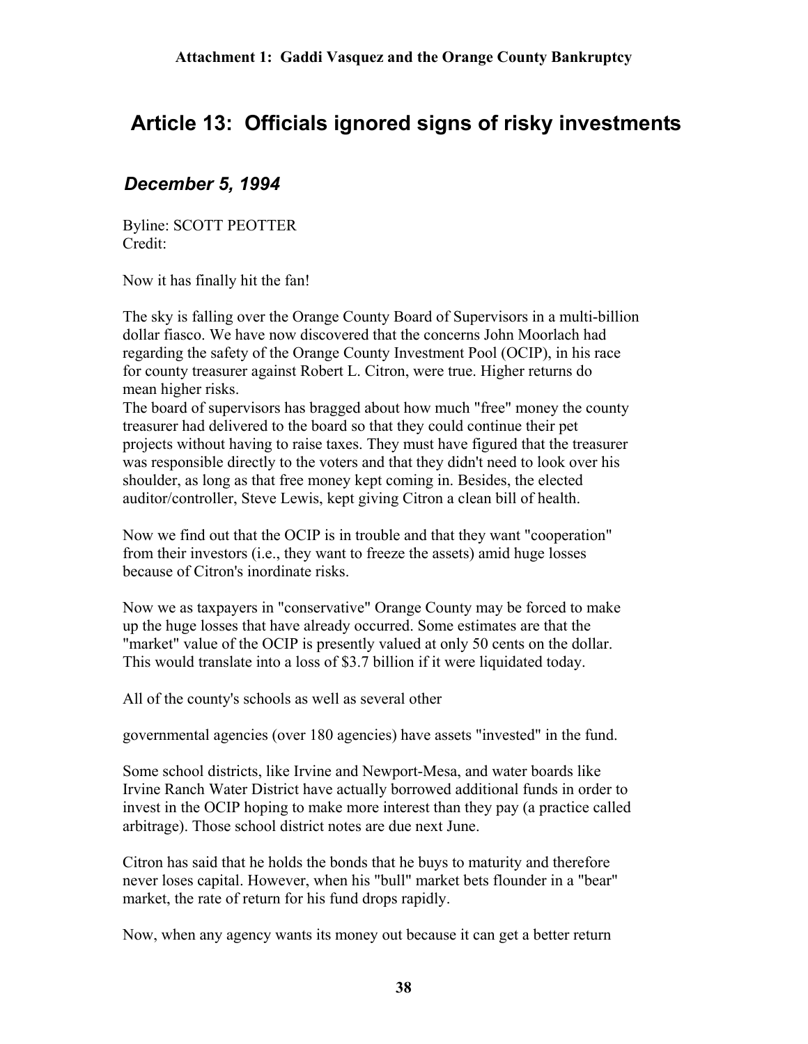# Article 13: Officials ignored signs of risky investments

## *December 5, 1994*

Byline: SCOTT PEOTTER
Credit:

Now it has finally hit the fan!

The sky is falling over the Orange County Board of Supervisors in a multi-billion dollar fiasco. We have now discovered that the concerns John Moorlach had regarding the safety of the Orange County Investment Pool (OCIP), in his race for county treasurer against Robert L. Citron, were true. Higher returns do mean higher risks.

The board of supervisors has bragged about how much "free" money the county treasurer had delivered to the board so that they could continue their pet projects without having to raise taxes. They must have figured that the treasurer was responsible directly to the voters and that they didn't need to look over his shoulder, as long as that free money kept coming in. Besides, the elected auditor/controller, Steve Lewis, kept giving Citron a clean bill of health.

Now we find out that the OCIP is in trouble and that they want "cooperation" from their investors (i.e., they want to freeze the assets) amid huge losses because of Citron's inordinate risks.

Now we as taxpayers in "conservative" Orange County may be forced to make up the huge losses that have already occurred. Some estimates are that the "market" value of the OCIP is presently valued at only 50 cents on the dollar. This would translate into a loss of $3.7 billion if it were liquidated today.

All of the county's schools as well as several other governmental agencies (over 180 agencies) have assets "invested" in the fund.

Some school districts, like Irvine and Newport-Mesa, and water boards like Irvine Ranch Water District have actually borrowed additional funds in order to invest in the OCIP hoping to make more interest than they pay (a practice called arbitrage). Those school district notes are due next June.

Citron has said that he holds the bonds that he buys to maturity and therefore never loses capital. However, when his "bull" market bets flounder in a "bear" market, the rate of return for his fund drops rapidly.

Now, when any agency wants its money out because it can get a better return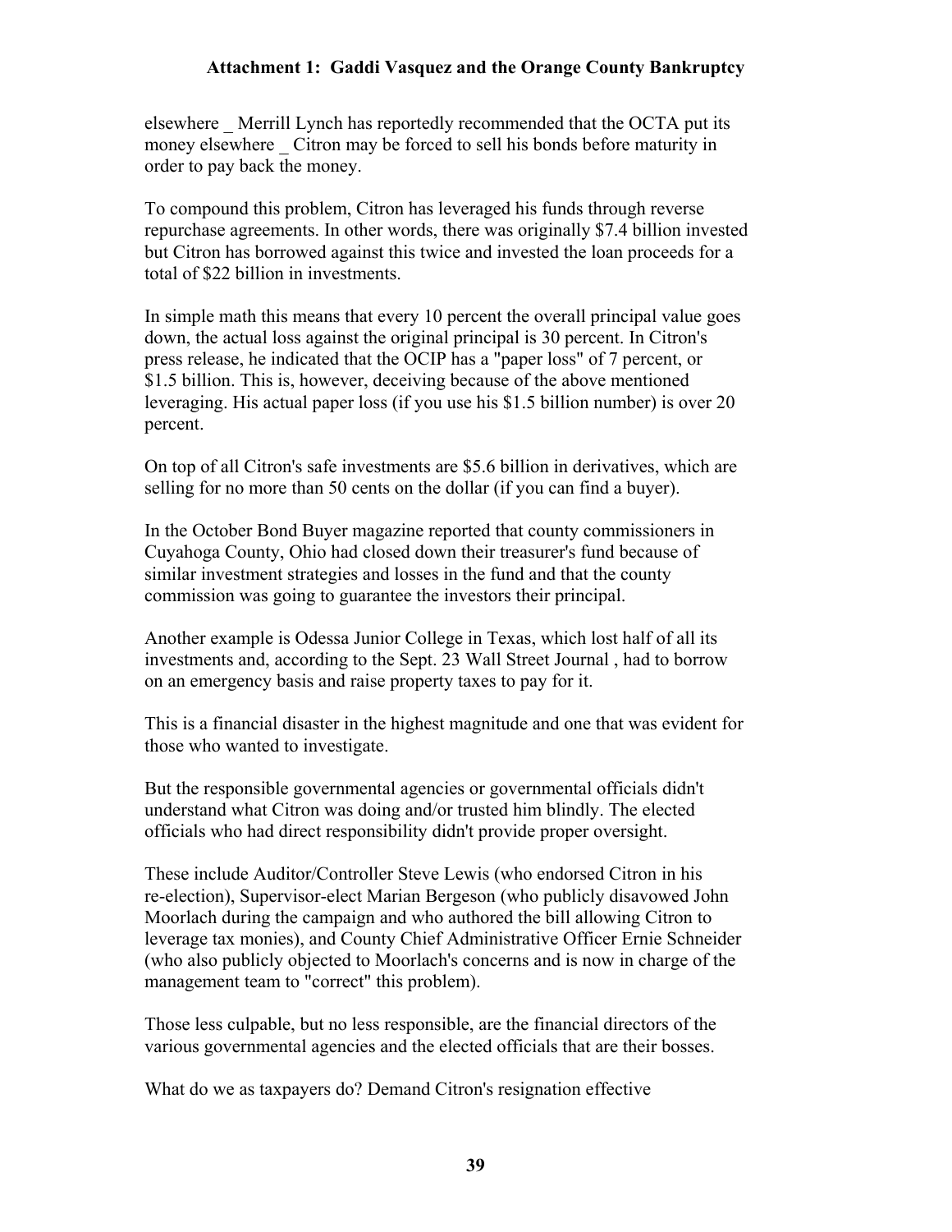elsewhere _ Merrill Lynch has reportedly recommended that the OCTA put its money elsewhere _ Citron may be forced to sell his bonds before maturity in order to pay back the money.

To compound this problem, Citron has leveraged his funds through reverse repurchase agreements. In other words, there was originally $7.4 billion invested but Citron has borrowed against this twice and invested the loan proceeds for a total of $22 billion in investments.

In simple math this means that every 10 percent the overall principal value goes down, the actual loss against the original principal is 30 percent. In Citron's press release, he indicated that the OCIP has a "paper loss" of 7 percent, or $1.5 billion. This is, however, deceiving because of the above mentioned leveraging. His actual paper loss (if you use his $1.5 billion number) is over 20 percent.

On top of all Citron's safe investments are $5.6 billion in derivatives, which are selling for no more than 50 cents on the dollar (if you can find a buyer).

In the October Bond Buyer magazine reported that county commissioners in Cuyahoga County, Ohio had closed down their treasurer's fund because of similar investment strategies and losses in the fund and that the county commission was going to guarantee the investors their principal.

Another example is Odessa Junior College in Texas, which lost half of all its investments and, according to the Sept. 23 Wall Street Journal , had to borrow on an emergency basis and raise property taxes to pay for it.

This is a financial disaster in the highest magnitude and one that was evident for those who wanted to investigate.

But the responsible governmental agencies or governmental officials didn't understand what Citron was doing and/or trusted him blindly. The elected officials who had direct responsibility didn't provide proper oversight.

These include Auditor/Controller Steve Lewis (who endorsed Citron in his re-election), Supervisor-elect Marian Bergeson (who publicly disavowed John Moorlach during the campaign and who authored the bill allowing Citron to leverage tax monies), and County Chief Administrative Officer Ernie Schneider (who also publicly objected to Moorlach's concerns and is now in charge of the management team to "correct" this problem).

Those less culpable, but no less responsible, are the financial directors of the various governmental agencies and the elected officials that are their bosses.

What do we as taxpayers do? Demand Citron's resignation effective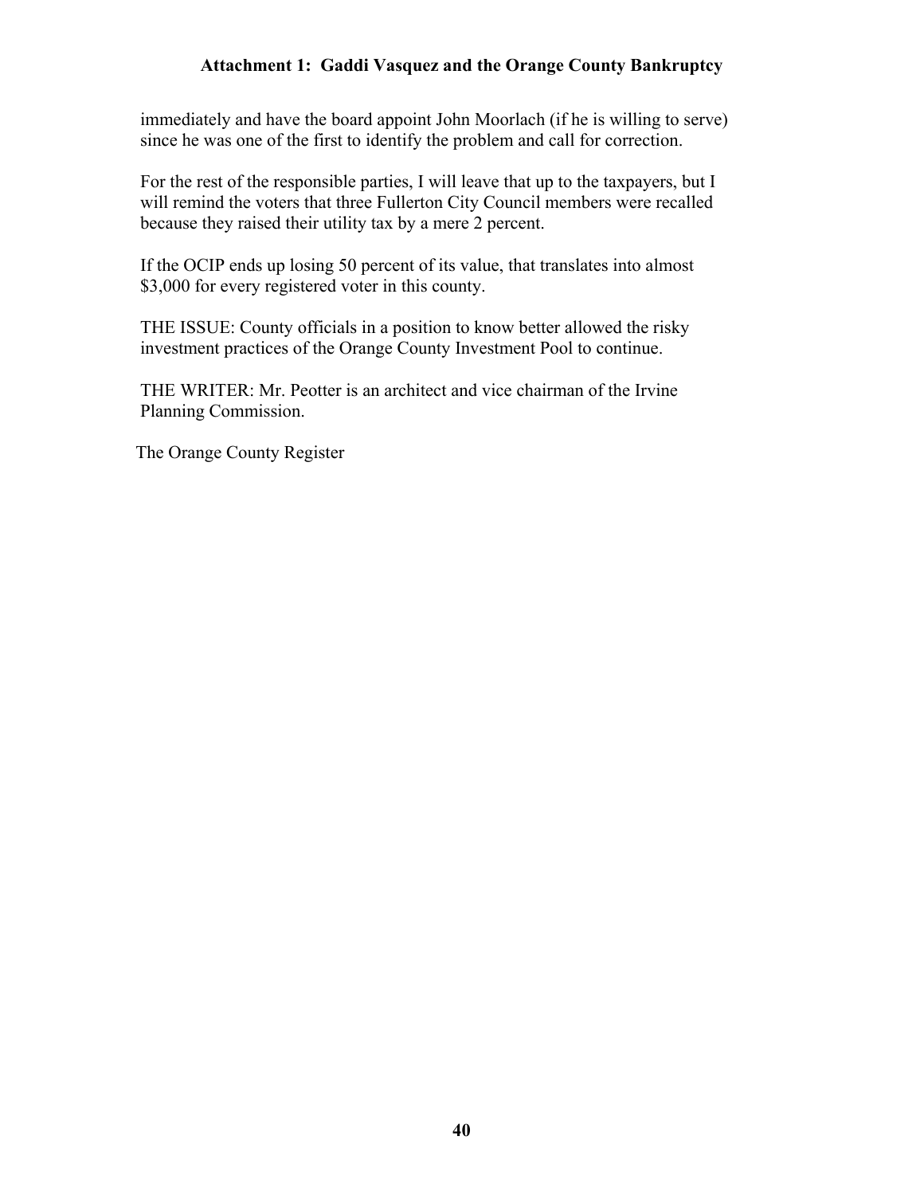immediately and have the board appoint John Moorlach (if he is willing to serve) since he was one of the first to identify the problem and call for correction.

For the rest of the responsible parties, I will leave that up to the taxpayers, but I will remind the voters that three Fullerton City Council members were recalled because they raised their utility tax by a mere 2 percent.

If the OCIP ends up losing 50 percent of its value, that translates into almost $3,000 for every registered voter in this county.

THE ISSUE: County officials in a position to know better allowed the risky investment practices of the Orange County Investment Pool to continue.

THE WRITER: Mr. Peotter is an architect and vice chairman of the Irvine Planning Commission.

The Orange County Register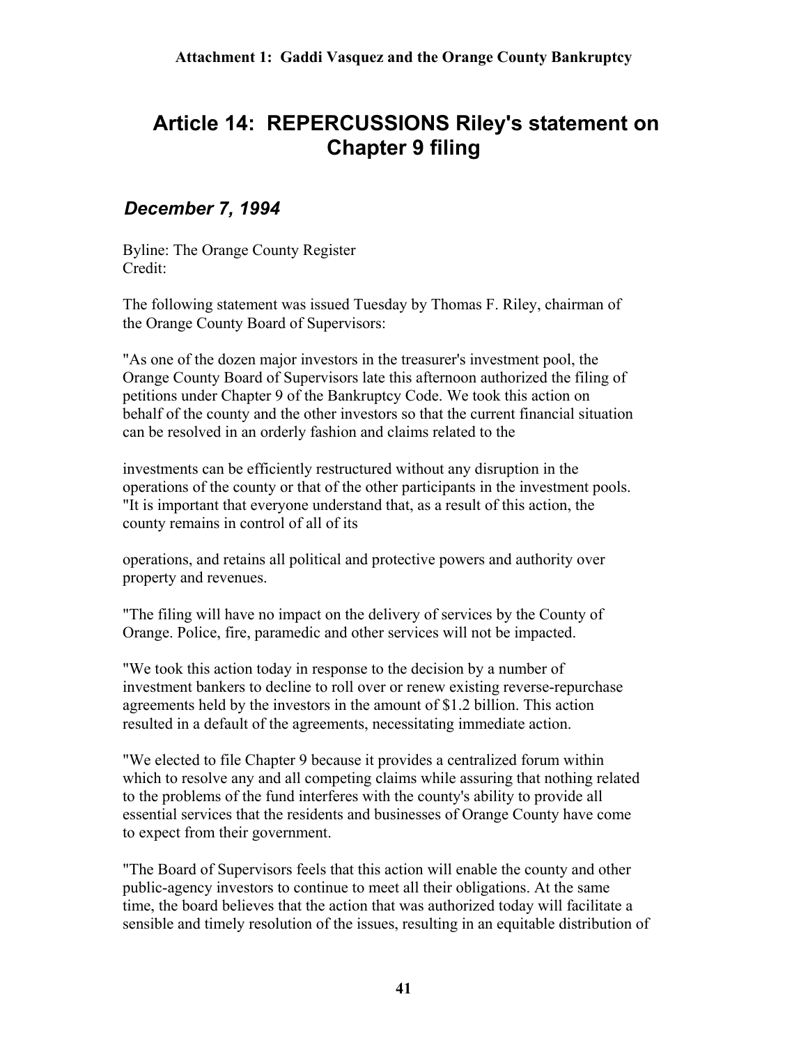# Article 14: REPERCUSSIONS Riley's statement on Chapter 9 filing

## *December 7, 1994*

Byline: The Orange County Register
Credit:

The following statement was issued Tuesday by Thomas F. Riley, chairman of the Orange County Board of Supervisors:

"As one of the dozen major investors in the treasurer's investment pool, the Orange County Board of Supervisors late this afternoon authorized the filing of petitions under Chapter 9 of the Bankruptcy Code. We took this action on behalf of the county and the other investors so that the current financial situation can be resolved in an orderly fashion and claims related to the investments can be efficiently restructured without any disruption in the operations of the county or that of the other participants in the investment pools.

"It is important that everyone understand that, as a result of this action, the county remains in control of all of its operations, and retains all political and protective powers and authority over property and revenues.

"The filing will have no impact on the delivery of services by the County of Orange. Police, fire, paramedic and other services will not be impacted.

"We took this action today in response to the decision by a number of investment bankers to decline to roll over or renew existing reverse-repurchase agreements held by the investors in the amount of $1.2 billion. This action resulted in a default of the agreements, necessitating immediate action.

"We elected to file Chapter 9 because it provides a centralized forum within which to resolve any and all competing claims while assuring that nothing related to the problems of the fund interferes with the county's ability to provide all essential services that the residents and businesses of Orange County have come to expect from their government.

"The Board of Supervisors feels that this action will enable the county and other public-agency investors to continue to meet all their obligations. At the same time, the board believes that the action that was authorized today will facilitate a sensible and timely resolution of the issues, resulting in an equitable distribution of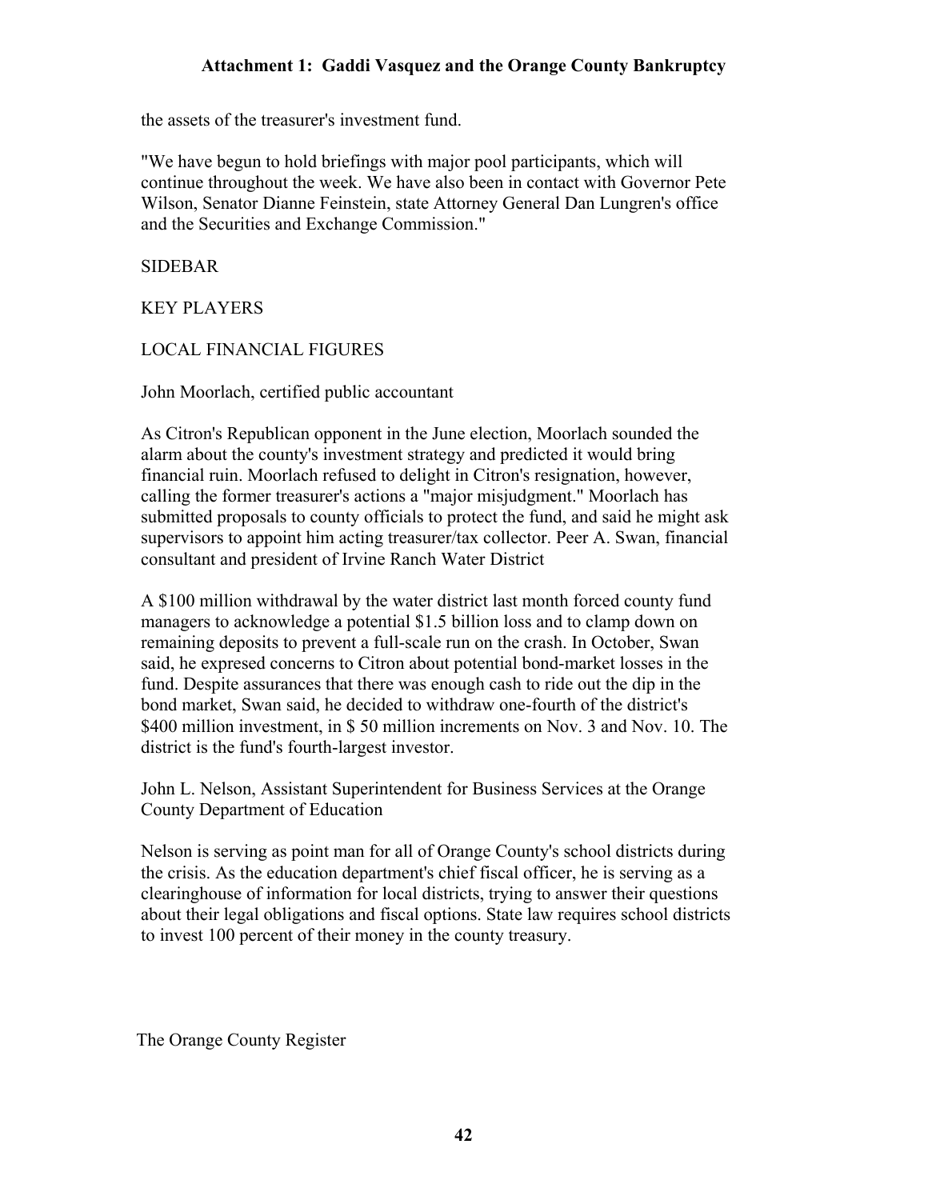the assets of the treasurer's investment fund.

"We have begun to hold briefings with major pool participants, which will continue throughout the week. We have also been in contact with Governor Pete Wilson, Senator Dianne Feinstein, state Attorney General Dan Lungren's office and the Securities and Exchange Commission."

SIDEBAR

KEY PLAYERS

LOCAL FINANCIAL FIGURES

John Moorlach, certified public accountant

As Citron's Republican opponent in the June election, Moorlach sounded the alarm about the county's investment strategy and predicted it would bring financial ruin. Moorlach refused to delight in Citron's resignation, however, calling the former treasurer's actions a "major misjudgment." Moorlach has submitted proposals to county officials to protect the fund, and said he might ask supervisors to appoint him acting treasurer/tax collector. Peer A. Swan, financial consultant and president of Irvine Ranch Water District

A $100 million withdrawal by the water district last month forced county fund managers to acknowledge a potential $1.5 billion loss and to clamp down on remaining deposits to prevent a full-scale run on the crash. In October, Swan said, he expresed concerns to Citron about potential bond-market losses in the fund. Despite assurances that there was enough cash to ride out the dip in the bond market, Swan said, he decided to withdraw one-fourth of the district's $400 million investment, in $ 50 million increments on Nov. 3 and Nov. 10. The district is the fund's fourth-largest investor.

John L. Nelson, Assistant Superintendent for Business Services at the Orange County Department of Education

Nelson is serving as point man for all of Orange County's school districts during the crisis. As the education department's chief fiscal officer, he is serving as a clearinghouse of information for local districts, trying to answer their questions about their legal obligations and fiscal options. State law requires school districts to invest 100 percent of their money in the county treasury.

The Orange County Register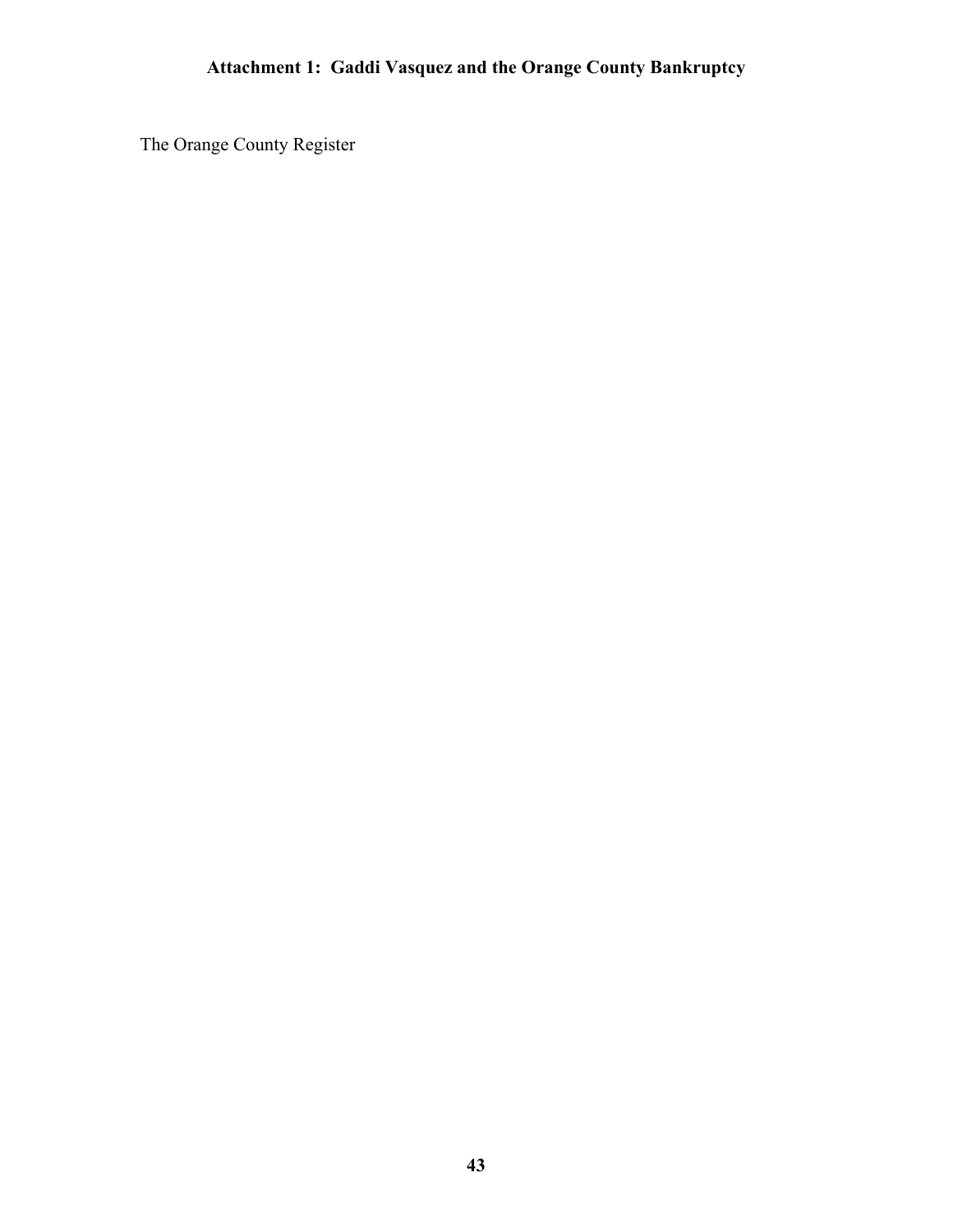### Attachment 1: Gaddi Vasquez and the Orange County Bankruptcy

The Orange County Register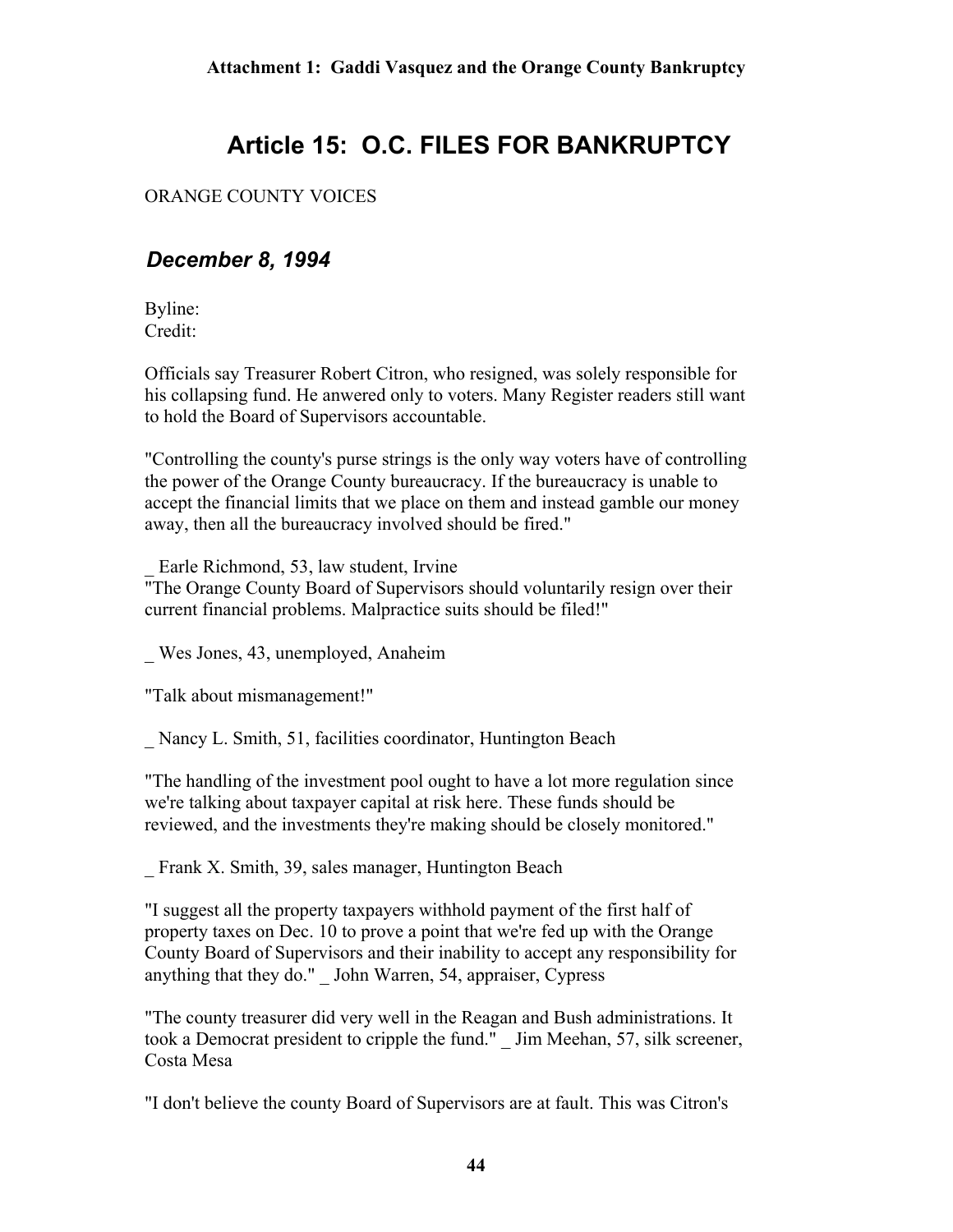# Article 15: O.C. FILES FOR BANKRUPTCY

ORANGE COUNTY VOICES

## *December 8, 1994*

Byline:
Credit:

Officials say Treasurer Robert Citron, who resigned, was solely responsible for his collapsing fund. He anwered only to voters. Many Register readers still want to hold the Board of Supervisors accountable.

"Controlling the county's purse strings is the only way voters have of controlling the power of the Orange County bureaucracy. If the bureaucracy is unable to accept the financial limits that we place on them and instead gamble our money away, then all the bureaucracy involved should be fired."

_ Earle Richmond, 53, law student, Irvine

"The Orange County Board of Supervisors should voluntarily resign over their current financial problems. Malpractice suits should be filed!"

_ Wes Jones, 43, unemployed, Anaheim

"Talk about mismanagement!"

_ Nancy L. Smith, 51, facilities coordinator, Huntington Beach

"The handling of the investment pool ought to have a lot more regulation since we're talking about taxpayer capital at risk here. These funds should be reviewed, and the investments they're making should be closely monitored."

_ Frank X. Smith, 39, sales manager, Huntington Beach

"I suggest all the property taxpayers withhold payment of the first half of property taxes on Dec. 10 to prove a point that we're fed up with the Orange County Board of Supervisors and their inability to accept any responsibility for anything that they do." _ John Warren, 54, appraiser, Cypress

"The county treasurer did very well in the Reagan and Bush administrations. It took a Democrat president to cripple the fund." _ Jim Meehan, 57, silk screener, Costa Mesa

"I don't believe the county Board of Supervisors are at fault. This was Citron's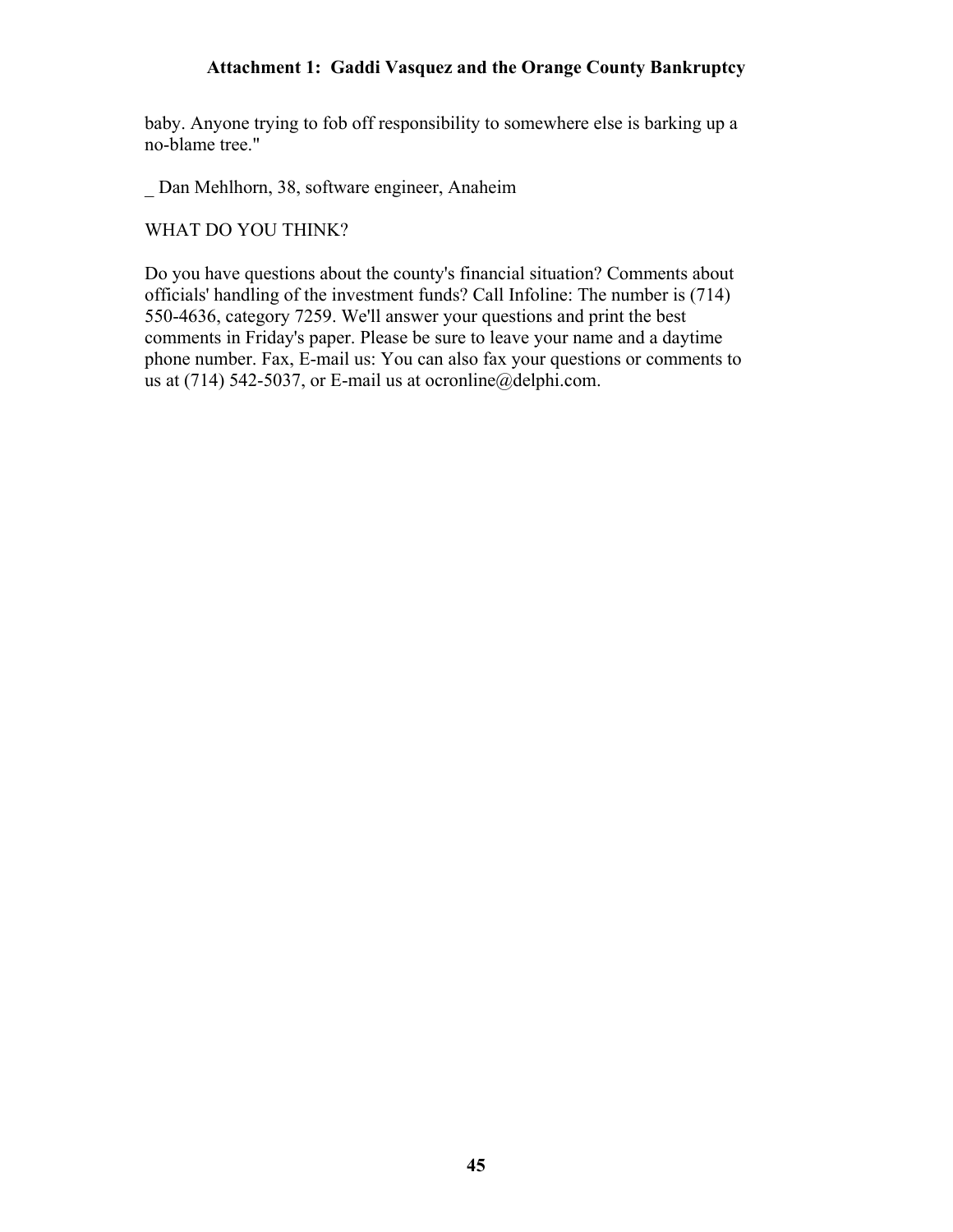baby. Anyone trying to fob off responsibility to somewhere else is barking up a no-blame tree."

_ Dan Mehlhorn, 38, software engineer, Anaheim

WHAT DO YOU THINK?

Do you have questions about the county's financial situation? Comments about officials' handling of the investment funds? Call Infoline: The number is (714) 550-4636, category 7259. We'll answer your questions and print the best comments in Friday's paper. Please be sure to leave your name and a daytime phone number. Fax, E-mail us: You can also fax your questions or comments to us at (714) 542-5037, or E-mail us at ocronline@delphi.com.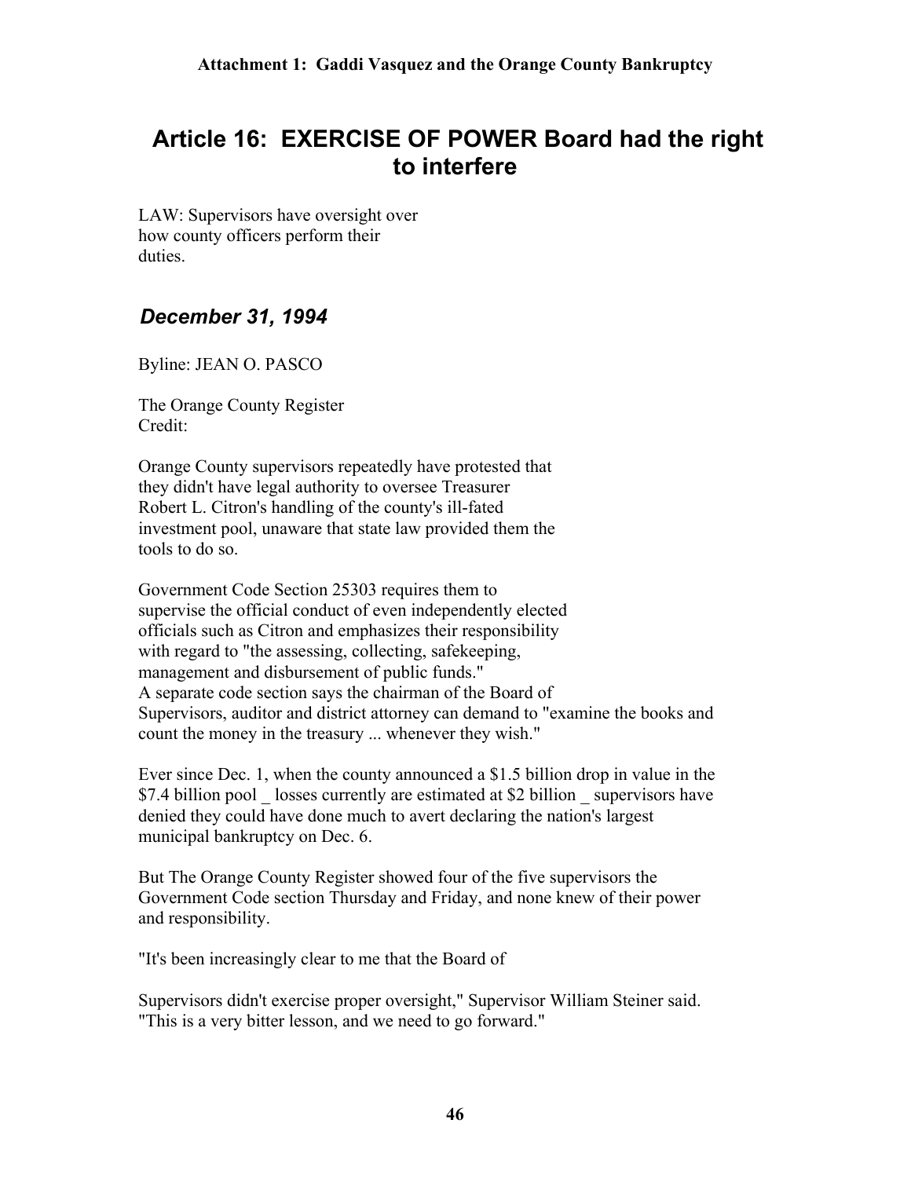# Article 16: EXERCISE OF POWER Board had the right to interfere

LAW: Supervisors have oversight over how county officers perform their duties.

## *December 31, 1994*

Byline: JEAN O. PASCO

The Orange County Register
Credit:

Orange County supervisors repeatedly have protested that they didn't have legal authority to oversee Treasurer Robert L. Citron's handling of the county's ill-fated investment pool, unaware that state law provided them the tools to do so.

Government Code Section 25303 requires them to supervise the official conduct of even independently elected officials such as Citron and emphasizes their responsibility with regard to "the assessing, collecting, safekeeping, management and disbursement of public funds."
A separate code section says the chairman of the Board of Supervisors, auditor and district attorney can demand to "examine the books and count the money in the treasury ... whenever they wish."

Ever since Dec. 1, when the county announced a $1.5 billion drop in value in the $7.4 billion pool _ losses currently are estimated at $2 billion _ supervisors have denied they could have done much to avert declaring the nation's largest municipal bankruptcy on Dec. 6.

But The Orange County Register showed four of the five supervisors the Government Code section Thursday and Friday, and none knew of their power and responsibility.

"It's been increasingly clear to me that the Board of Supervisors didn't exercise proper oversight," Supervisor William Steiner said. "This is a very bitter lesson, and we need to go forward."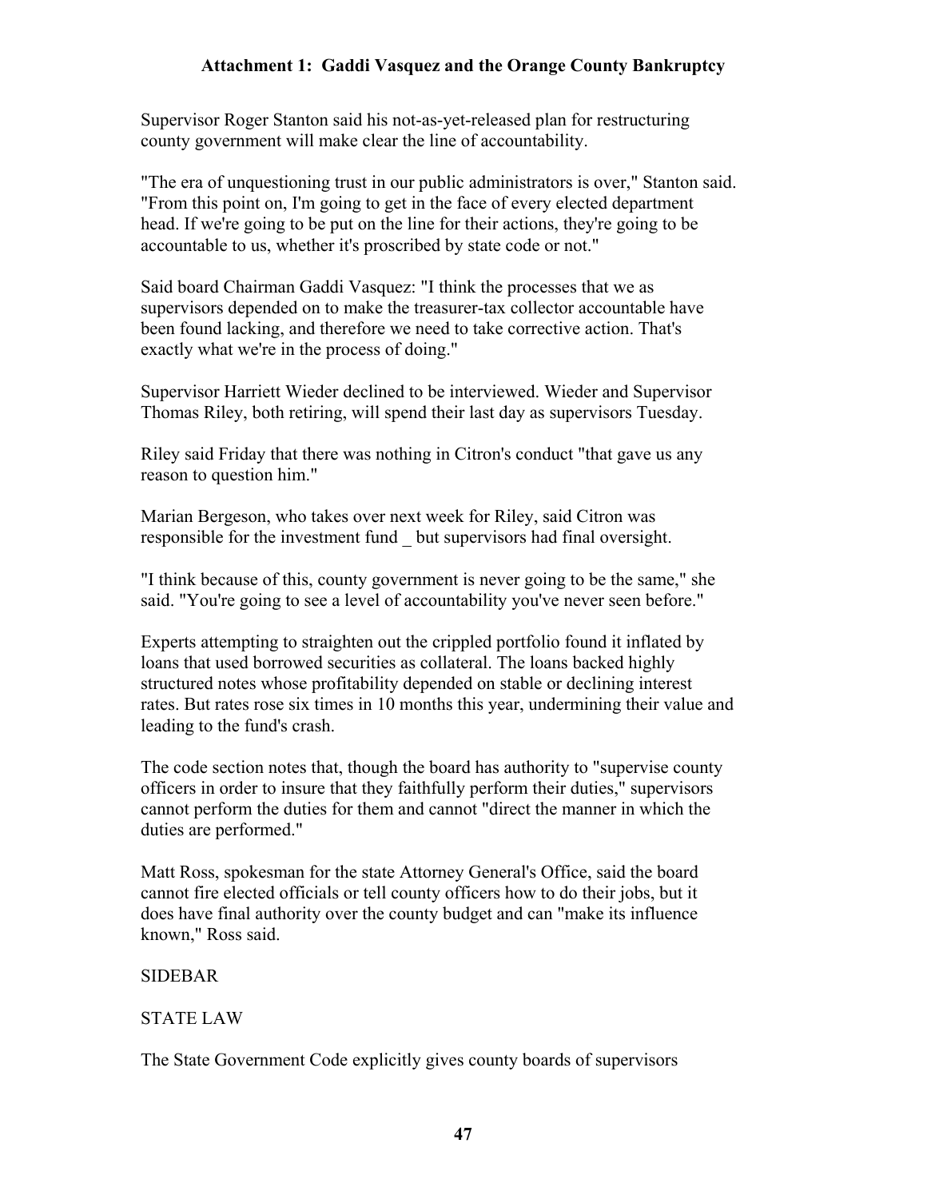Supervisor Roger Stanton said his not-as-yet-released plan for restructuring county government will make clear the line of accountability.

"The era of unquestioning trust in our public administrators is over," Stanton said. "From this point on, I'm going to get in the face of every elected department head. If we're going to be put on the line for their actions, they're going to be accountable to us, whether it's proscribed by state code or not."

Said board Chairman Gaddi Vasquez: "I think the processes that we as supervisors depended on to make the treasurer-tax collector accountable have been found lacking, and therefore we need to take corrective action. That's exactly what we're in the process of doing."

Supervisor Harriett Wieder declined to be interviewed. Wieder and Supervisor Thomas Riley, both retiring, will spend their last day as supervisors Tuesday.

Riley said Friday that there was nothing in Citron's conduct "that gave us any reason to question him."

Marian Bergeson, who takes over next week for Riley, said Citron was responsible for the investment fund _ but supervisors had final oversight.

"I think because of this, county government is never going to be the same," she said. "You're going to see a level of accountability you've never seen before."

Experts attempting to straighten out the crippled portfolio found it inflated by loans that used borrowed securities as collateral. The loans backed highly structured notes whose profitability depended on stable or declining interest rates. But rates rose six times in 10 months this year, undermining their value and leading to the fund's crash.

The code section notes that, though the board has authority to "supervise county officers in order to insure that they faithfully perform their duties," supervisors cannot perform the duties for them and cannot "direct the manner in which the duties are performed."

Matt Ross, spokesman for the state Attorney General's Office, said the board cannot fire elected officials or tell county officers how to do their jobs, but it does have final authority over the county budget and can "make its influence known," Ross said.

SIDEBAR

STATE LAW

The State Government Code explicitly gives county boards of supervisors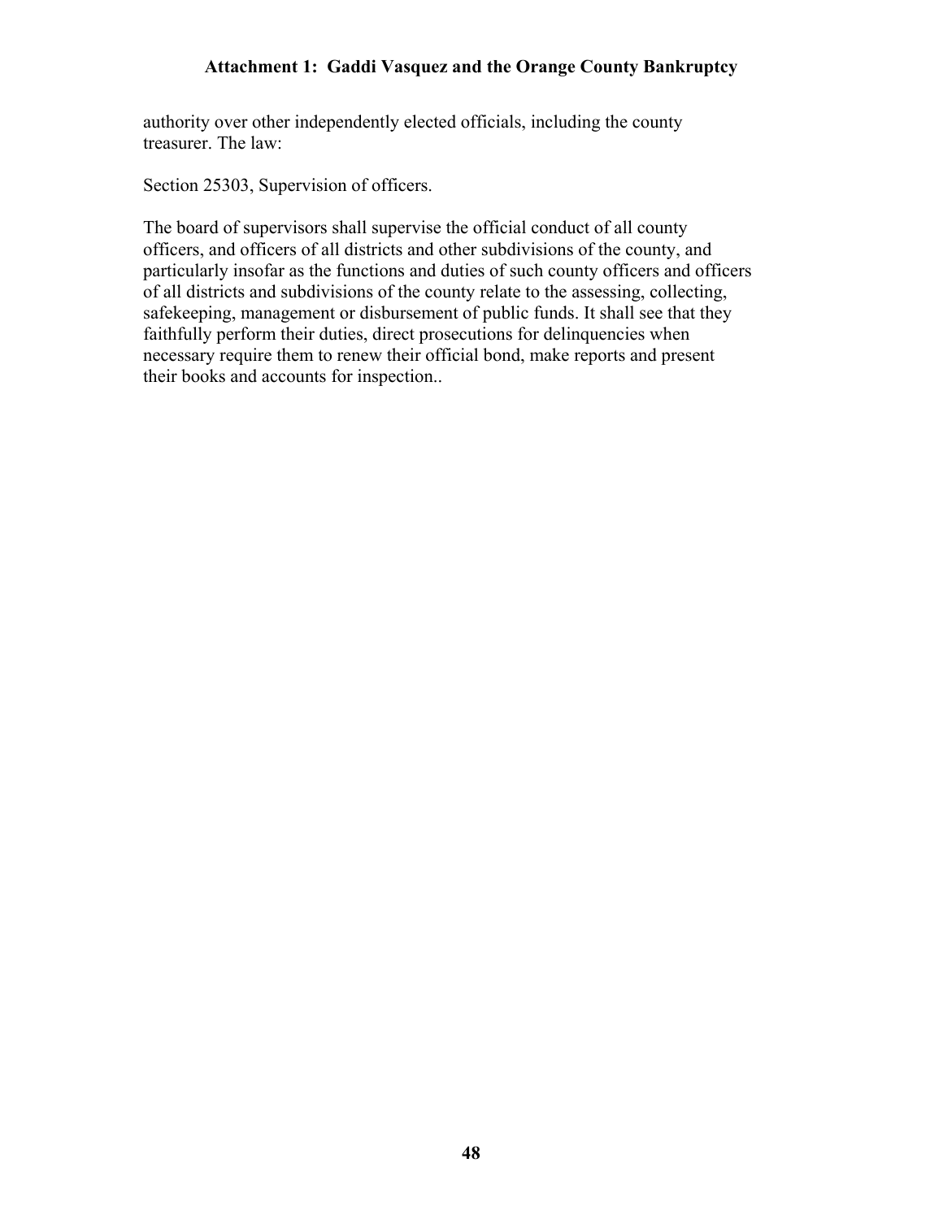authority over other independently elected officials, including the county treasurer. The law:

Section 25303, Supervision of officers.

The board of supervisors shall supervise the official conduct of all county officers, and officers of all districts and other subdivisions of the county, and particularly insofar as the functions and duties of such county officers and officers of all districts and subdivisions of the county relate to the assessing, collecting, safekeeping, management or disbursement of public funds. It shall see that they faithfully perform their duties, direct prosecutions for delinquencies when necessary require them to renew their official bond, make reports and present their books and accounts for inspection..